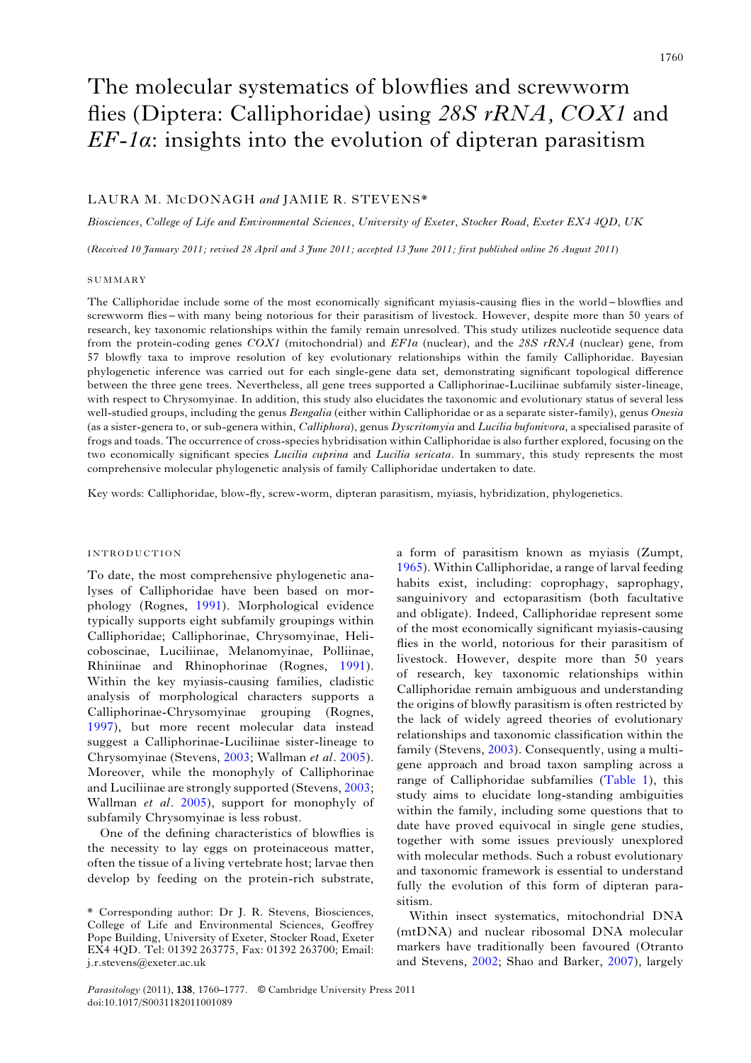# The molecular systematics of blowflies and screwworm flies (Diptera: Calliphoridae) using *28S rRNA*, *COX1* and *EF-1α*: insights into the evolution of dipteran parasitism

LAURA M. McDONAGH *and* JAMIE R. STEVENS*

*Biosciences, College of Life and Environmental Sciences, University of Exeter, Stocker Road, Exeter EX4 4QD, UK*

(*Received 10 January 2011; revised 28 April and 3 June 2011; accepted 13 June 2011; first published online 26 August 2011*)

## SUMMARY

The Calliphoridae include some of the most economically significant myiasis-causing flies in the world – blowflies and screwworm flies – with many being notorious for their parasitism of livestock. However, despite more than 50 years of research, key taxonomic relationships within the family remain unresolved. This study utilizes nucleotide sequence data from the protein-coding genes *COX1* (mitochondrial) and *EF1α* (nuclear), and the *28S rRNA* (nuclear) gene, from 57 blowfly taxa to improve resolution of key evolutionary relationships within the family Calliphoridae. Bayesian phylogenetic inference was carried out for each single-gene data set, demonstrating significant topological difference between the three gene trees. Nevertheless, all gene trees supported a Calliphorinae-Luciliinae subfamily sister-lineage, with respect to Chrysomyinae. In addition, this study also elucidates the taxonomic and evolutionary status of several less well-studied groups, including the genus *Bengalia* (either within Calliphoridae or as a separate sister-family), genus *Onesia* (as a sister-genera to, or sub-genera within, *Calliphora*), genus *Dyscritomyia* and *Lucilia bufonivora*, a specialised parasite of frogs and toads. The occurrence of cross-species hybridisation within Calliphoridae is also further explored, focusing on the two economically significant species *Lucilia cuprina* and *Lucilia sericata*. In summary, this study represents the most comprehensive molecular phylogenetic analysis of family Calliphoridae undertaken to date.

Key words: Calliphoridae, blow-fly, screw-worm, dipteran parasitism, myiasis, hybridization, phylogenetics.

## INTRODUCTION

To date, the most comprehensive phylogenetic analyses of Calliphoridae have been based on morphology (Rognes, 1991). Morphological evidence typically supports eight subfamily groupings within Calliphoridae; Calliphorinae, Chrysomyinae, Helicoboscinae, Luciliinae, Melanomyinae, Polliinae, Rhiniinae and Rhinophorinae (Rognes, 1991). Within the key myiasis-causing families, cladistic analysis of morphological characters supports a Calliphorinae-Chrysomyinae grouping (Rognes, 1997), but more recent molecular data instead suggest a Calliphorinae-Luciliinae sister-lineage to Chrysomyinae (Stevens, 2003; Wallman *et al*. 2005). Moreover, while the monophyly of Calliphorinae and Luciliinae are strongly supported (Stevens, 2003; Wallman *et al*. 2005), support for monophyly of subfamily Chrysomyinae is less robust.

One of the defining characteristics of blowflies is the necessity to lay eggs on proteinaceous matter, often the tissue of a living vertebrate host; larvae then develop by feeding on the protein-rich substrate, a form of parasitism known as myiasis (Zumpt, 1965). Within Calliphoridae, a range of larval feeding habits exist, including: coprophagy, saprophagy, sanguinivory and ectoparasitism (both facultative and obligate). Indeed, Calliphoridae represent some of the most economically significant myiasis-causing flies in the world, notorious for their parasitism of livestock. However, despite more than 50 years of research, key taxonomic relationships within Calliphoridae remain ambiguous and understanding the origins of blowfly parasitism is often restricted by the lack of widely agreed theories of evolutionary relationships and taxonomic classification within the family (Stevens, 2003). Consequently, using a multi-gene approach and broad taxon sampling across a range of Calliphoridae subfamilies (Table 1), this study aims to elucidate long-standing ambiguities within the family, including some questions that to date have proved equivocal in single gene studies, together with some issues previously unexplored with molecular methods. Such a robust evolutionary and taxonomic framework is essential to understand fully the evolution of this form of dipteran parasitism.

Within insect systematics, mitochondrial DNA (mtDNA) and nuclear ribosomal DNA molecular markers have traditionally been favoured (Otranto and Stevens, 2002; Shao and Barker, 2007), largely

\* Corresponding author: Dr J. R. Stevens, Biosciences, College of Life and Environmental Sciences, Geoffrey Pope Building, University of Exeter, Stocker Road, Exeter EX4 4QD. Tel: 01392 263775, Fax: 01392 263700; Email: j.r.stevens@exeter.ac.uk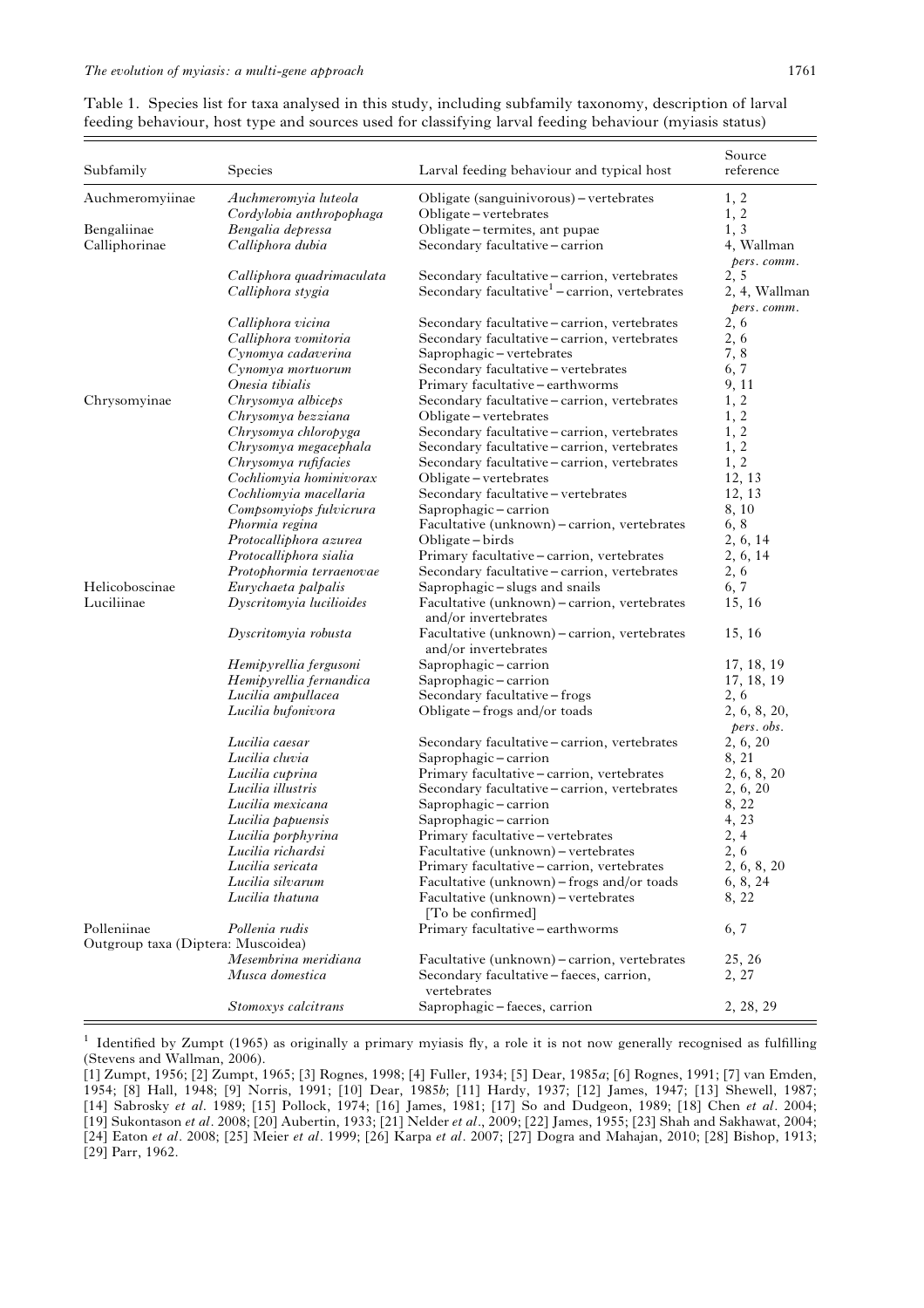Table 1. Species list for taxa analysed in this study, including subfamily taxonomy, description of larval feeding behaviour, host type and sources used for classifying larval feeding behaviour (myiasis status)

| Subfamily | Species | Larval feeding behaviour and typical host | Source reference |
|---|---|---|---|
| Auchmeromyiinae | *Auchmeromyia luteola* | Obligate (sanguinivorous) – vertebrates | 1, 2 |
| | *Cordylobia anthropophaga* | Obligate – vertebrates | 1, 2 |
| Bengaliinae | *Bengalia depressa* | Obligate – termites, ant pupae | 1, 3 |
| Calliphorinae | *Calliphora dubia* | Secondary facultative – carrion | 4, Wallman *pers. comm.* |
| | *Calliphora quadrimaculata* | Secondary facultative – carrion, vertebrates | 2, 5 |
| | *Calliphora stygia* | Secondary facultative[1] – carrion, vertebrates | 2, 4, Wallman *pers. comm.* |
| | *Calliphora vicina* | Secondary facultative – carrion, vertebrates | 2, 6 |
| | *Calliphora vomitoria* | Secondary facultative – carrion, vertebrates | 2, 6 |
| | *Cynomya cadaverina* | Saprophagic – vertebrates | 7, 8 |
| | *Cynomya mortuorum* | Secondary facultative – vertebrates | 6, 7 |
| | *Onesia tibialis* | Primary facultative – earthworms | 9, 11 |
| Chrysomyinae | *Chrysomya albiceps* | Secondary facultative – carrion, vertebrates | 1, 2 |
| | *Chrysomya bezziana* | Obligate – vertebrates | 1, 2 |
| | *Chrysomya chloropyga* | Secondary facultative – carrion, vertebrates | 1, 2 |
| | *Chrysomya megacephala* | Secondary facultative – carrion, vertebrates | 1, 2 |
| | *Chrysomya rufifacies* | Secondary facultative – carrion, vertebrates | 1, 2 |
| | *Cochliomyia hominivorax* | Obligate – vertebrates | 12, 13 |
| | *Cochliomyia macellaria* | Secondary facultative – vertebrates | 12, 13 |
| | *Compsomyiops fulvicrura* | Saprophagic – carrion | 8, 10 |
| | *Phormia regina* | Facultative (unknown) – carrion, vertebrates | 6, 8 |
| | *Protocalliphora azurea* | Obligate – birds | 2, 6, 14 |
| | *Protocalliphora sialia* | Primary facultative – carrion, vertebrates | 2, 6, 14 |
| | *Protophormia terraenovae* | Secondary facultative – carrion, vertebrates | 2, 6 |
| Helicoboscinae | *Eurychaeta palpalis* | Saprophagic – slugs and snails | 6, 7 |
| Luciliinae | *Dyscritomyia lucilioides* | Facultative (unknown) – carrion, vertebrates and/or invertebrates | 15, 16 |
| | *Dyscritomyia robusta* | Facultative (unknown) – carrion, vertebrates and/or invertebrates | 15, 16 |
| | *Hemipyrellia fergusoni* | Saprophagic – carrion | 17, 18, 19 |
| | *Hemipyrellia fernandica* | Saprophagic – carrion | 17, 18, 19 |
| | *Lucilia ampullacea* | Secondary facultative – frogs | 2, 6 |
| | *Lucilia bufonivora* | Obligate – frogs and/or toads | 2, 6, 8, 20, *pers. obs.* |
| | *Lucilia caesar* | Secondary facultative – carrion, vertebrates | 2, 6, 20 |
| | *Lucilia cluvia* | Saprophagic – carrion | 8, 21 |
| | *Lucilia cuprina* | Primary facultative – carrion, vertebrates | 2, 6, 8, 20 |
| | *Lucilia illustris* | Secondary facultative – carrion, vertebrates | 2, 6, 20 |
| | *Lucilia mexicana* | Saprophagic – carrion | 8, 22 |
| | *Lucilia papuensis* | Saprophagic – carrion | 4, 23 |
| | *Lucilia porphyrina* | Primary facultative – vertebrates | 2, 4 |
| | *Lucilia richardsi* | Facultative (unknown) – vertebrates | 2, 6 |
| | *Lucilia sericata* | Primary facultative – carrion, vertebrates | 2, 6, 8, 20 |
| | *Lucilia silvarum* | Facultative (unknown) – frogs and/or toads | 6, 8, 24 |
| | *Lucilia thatuna* | Facultative (unknown) – vertebrates [To be confirmed] | 8, 22 |
| Polleniinae | *Pollenia rudis* | Primary facultative – earthworms | 6, 7 |
| Outgroup taxa (Diptera: Muscoidea) | | | |
| | *Mesembrina meridiana* | Facultative (unknown) – carrion, vertebrates | 25, 26 |
| | *Musca domestica* | Secondary facultative – faeces, carrion, vertebrates | 2, 27 |
| | *Stomoxys calcitrans* | Saprophagic – faeces, carrion | 2, 28, 29 |

[1] Identified by Zumpt (1965) as originally a primary myiasis fly, a role it is not now generally recognised as fulfilling (Stevens and Wallman, 2006).

[1] Zumpt, 1956; [2] Zumpt, 1965; [3] Rognes, 1998; [4] Fuller, 1934; [5] Dear, 1985*a*; [6] Rognes, 1991; [7] van Emden, 1954; [8] Hall, 1948; [9] Norris, 1991; [10] Dear, 1985*b*; [11] Hardy, 1937; [12] James, 1947; [13] Shewell, 1987; [14] Sabrosky *et al*. 1989; [15] Pollock, 1974; [16] James, 1981; [17] So and Dudgeon, 1989; [18] Chen *et al*. 2004; [19] Sukontason *et al*. 2008; [20] Aubertin, 1933; [21] Nelder *et al*., 2009; [22] James, 1955; [23] Shah and Sakhawat, 2004; [24] Eaton *et al*. 2008; [25] Meier *et al*. 1999; [26] Karpa *et al*. 2007; [27] Dogra and Mahajan, 2010; [28] Bishop, 1913; [29] Parr, 1962.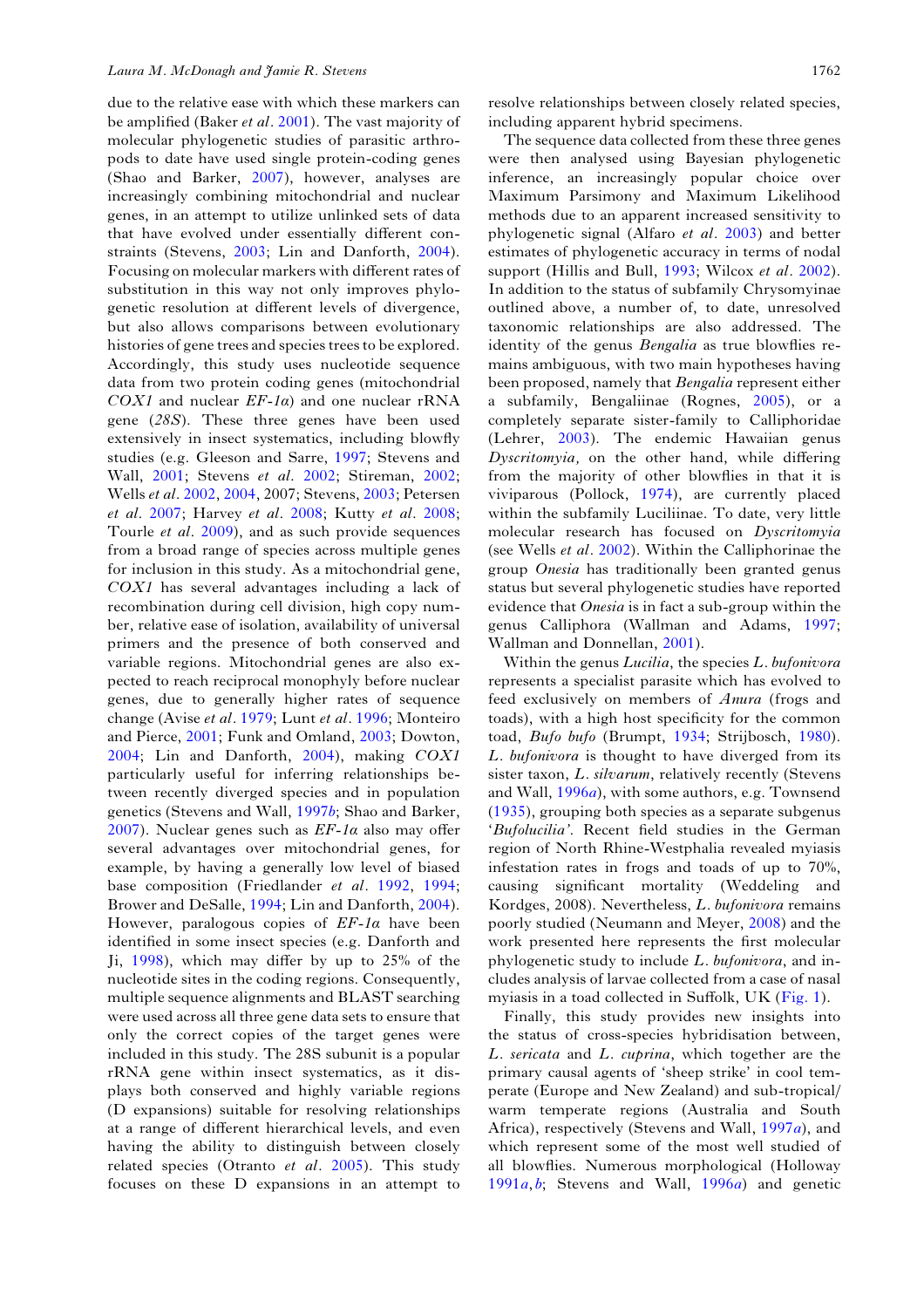due to the relative ease with which these markers can be amplified (Baker *et al*. 2001). The vast majority of molecular phylogenetic studies of parasitic arthropods to date have used single protein-coding genes (Shao and Barker, 2007), however, analyses are increasingly combining mitochondrial and nuclear genes, in an attempt to utilize unlinked sets of data that have evolved under essentially different constraints (Stevens, 2003; Lin and Danforth, 2004). Focusing on molecular markers with different rates of substitution in this way not only improves phylogenetic resolution at different levels of divergence, but also allows comparisons between evolutionary histories of gene trees and species trees to be explored. Accordingly, this study uses nucleotide sequence data from two protein coding genes (mitochondrial *COX1* and nuclear *EF-1α*) and one nuclear rRNA gene (*28S*). These three genes have been used extensively in insect systematics, including blowfly studies (e.g. Gleeson and Sarre, 1997; Stevens and Wall, 2001; Stevens *et al*. 2002; Stireman, 2002; Wells *et al*. 2002, 2004, 2007; Stevens, 2003; Petersen *et al*. 2007; Harvey *et al*. 2008; Kutty *et al*. 2008; Tourle *et al*. 2009), and as such provide sequences from a broad range of species across multiple genes for inclusion in this study. As a mitochondrial gene, *COX1* has several advantages including a lack of recombination during cell division, high copy number, relative ease of isolation, availability of universal primers and the presence of both conserved and variable regions. Mitochondrial genes are also expected to reach reciprocal monophyly before nuclear genes, due to generally higher rates of sequence change (Avise *et al*. 1979; Lunt *et al*. 1996; Monteiro and Pierce, 2001; Funk and Omland, 2003; Dowton, 2004; Lin and Danforth, 2004), making *COX1* particularly useful for inferring relationships between recently diverged species and in population genetics (Stevens and Wall, 1997*b*; Shao and Barker, 2007). Nuclear genes such as *EF-1α* also may offer several advantages over mitochondrial genes, for example, by having a generally low level of biased base composition (Friedlander *et al*. 1992, 1994; Brower and DeSalle, 1994; Lin and Danforth, 2004). However, paralogous copies of *EF-1α* have been identified in some insect species (e.g. Danforth and Ji, 1998), which may differ by up to 25% of the nucleotide sites in the coding regions. Consequently, multiple sequence alignments and BLAST searching were used across all three gene data sets to ensure that only the correct copies of the target genes were included in this study. The 28S subunit is a popular rRNA gene within insect systematics, as it displays both conserved and highly variable regions (D expansions) suitable for resolving relationships at a range of different hierarchical levels, and even having the ability to distinguish between closely related species (Otranto *et al*. 2005). This study focuses on these D expansions in an attempt to resolve relationships between closely related species, including apparent hybrid specimens.

The sequence data collected from these three genes were then analysed using Bayesian phylogenetic inference, an increasingly popular choice over Maximum Parsimony and Maximum Likelihood methods due to an apparent increased sensitivity to phylogenetic signal (Alfaro *et al*. 2003) and better estimates of phylogenetic accuracy in terms of nodal support (Hillis and Bull, 1993; Wilcox *et al*. 2002). In addition to the status of subfamily Chrysomyinae outlined above, a number of, to date, unresolved taxonomic relationships are also addressed. The identity of the genus *Bengalia* as true blowflies remains ambiguous, with two main hypotheses having been proposed, namely that *Bengalia* represent either a subfamily, Bengaliinae (Rognes, 2005), or a completely separate sister-family to Calliphoridae (Lehrer, 2003). The endemic Hawaiian genus *Dyscritomyia,* on the other hand, while differing from the majority of other blowflies in that it is viviparous (Pollock, 1974), are currently placed within the subfamily Luciliinae. To date, very little molecular research has focused on *Dyscritomyia* (see Wells *et al*. 2002). Within the Calliphorinae the group *Onesia* has traditionally been granted genus status but several phylogenetic studies have reported evidence that *Onesia* is in fact a sub-group within the genus Calliphora (Wallman and Adams, 1997; Wallman and Donnellan, 2001).

Within the genus *Lucilia*, the species *L. bufonivora* represents a specialist parasite which has evolved to feed exclusively on members of *Anura* (frogs and toads), with a high host specificity for the common toad, *Bufo bufo* (Brumpt, 1934; Strijbosch, 1980). *L. bufonivora* is thought to have diverged from its sister taxon, *L. silvarum*, relatively recently (Stevens and Wall, 1996*a*), with some authors, e.g. Townsend (1935), grouping both species as a separate subgenus '*Bufolucilia*'. Recent field studies in the German region of North Rhine-Westphalia revealed myiasis infestation rates in frogs and toads of up to 70%, causing significant mortality (Weddeling and Kordges, 2008). Nevertheless, *L. bufonivora* remains poorly studied (Neumann and Meyer, 2008) and the work presented here represents the first molecular phylogenetic study to include *L. bufonivora*, and includes analysis of larvae collected from a case of nasal myiasis in a toad collected in Suffolk, UK (Fig. 1).

Finally, this study provides new insights into the status of cross-species hybridisation between, *L. sericata* and *L. cuprina*, which together are the primary causal agents of 'sheep strike' in cool temperate (Europe and New Zealand) and sub-tropical/warm temperate regions (Australia and South Africa), respectively (Stevens and Wall, 1997*a*), and which represent some of the most well studied of all blowflies. Numerous morphological (Holloway 1991*a*,*b*; Stevens and Wall, 1996*a*) and genetic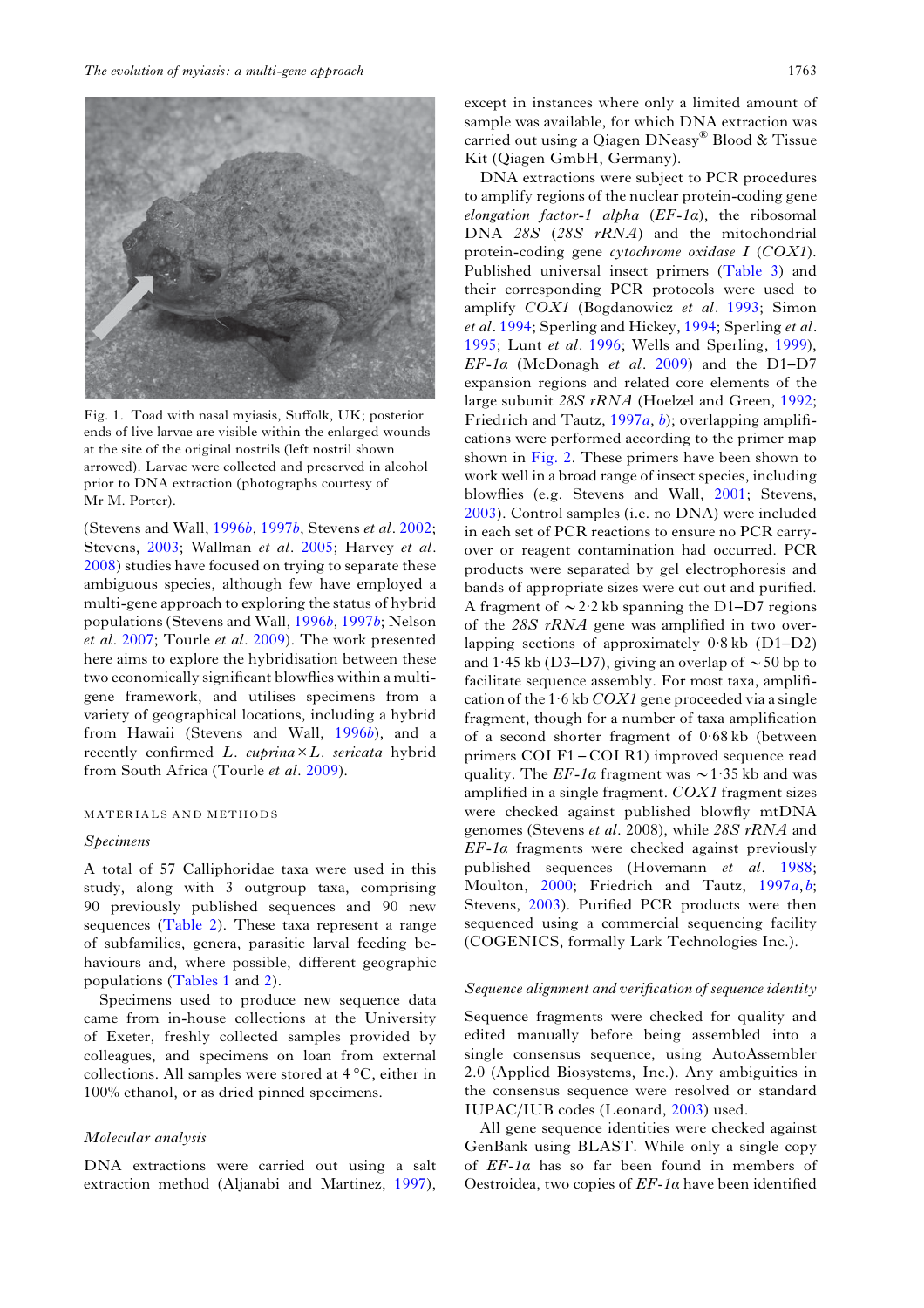Fig. 1. Toad with nasal myiasis, Suffolk, UK; posterior ends of live larvae are visible within the enlarged wounds at the site of the original nostrils (left nostril shown arrowed). Larvae were collected and preserved in alcohol prior to DNA extraction (photographs courtesy of Mr M. Porter).

(Stevens and Wall, 1996*b*, 1997*b*, Stevens *et al*. 2002; Stevens, 2003; Wallman *et al*. 2005; Harvey *et al*. 2008) studies have focused on trying to separate these ambiguous species, although few have employed a multi-gene approach to exploring the status of hybrid populations (Stevens and Wall, 1996*b*, 1997*b*; Nelson *et al*. 2007; Tourle *et al*. 2009). The work presented here aims to explore the hybridisation between these two economically significant blowflies within a multi-gene framework, and utilises specimens from a variety of geographical locations, including a hybrid from Hawaii (Stevens and Wall, 1996*b*), and a recently confirmed *L. cuprina* × *L. sericata* hybrid from South Africa (Tourle *et al*. 2009).

## MATERIALS AND METHODS

### *Specimens*

A total of 57 Calliphoridae taxa were used in this study, along with 3 outgroup taxa, comprising 90 previously published sequences and 90 new sequences (Table 2). These taxa represent a range of subfamilies, genera, parasitic larval feeding behaviours and, where possible, different geographic populations (Tables 1 and 2).

Specimens used to produce new sequence data came from in-house collections at the University of Exeter, freshly collected samples provided by colleagues, and specimens on loan from external collections. All samples were stored at 4 °C, either in 100% ethanol, or as dried pinned specimens.

### *Molecular analysis*

DNA extractions were carried out using a salt extraction method (Aljanabi and Martinez, 1997), except in instances where only a limited amount of sample was available, for which DNA extraction was carried out using a Qiagen DNeasy® Blood & Tissue Kit (Qiagen GmbH, Germany).

DNA extractions were subject to PCR procedures to amplify regions of the nuclear protein-coding gene *elongation factor-1 alpha* (*EF-1α*), the ribosomal DNA *28S* (*28S rRNA*) and the mitochondrial protein-coding gene *cytochrome oxidase I* (*COX1*). Published universal insect primers (Table 3) and their corresponding PCR protocols were used to amplify *COX1* (Bogdanowicz *et al*. 1993; Simon *et al*. 1994; Sperling and Hickey, 1994; Sperling *et al*. 1995; Lunt *et al*. 1996; Wells and Sperling, 1999), *EF-1α* (McDonagh *et al*. 2009) and the D1–D7 expansion regions and related core elements of the large subunit *28S rRNA* (Hoelzel and Green, 1992; Friedrich and Tautz, 1997*a*, *b*); overlapping amplifications were performed according to the primer map shown in Fig. 2. These primers have been shown to work well in a broad range of insect species, including blowflies (e.g. Stevens and Wall, 2001; Stevens, 2003). Control samples (i.e. no DNA) were included in each set of PCR reactions to ensure no PCR carry-over or reagent contamination had occurred. PCR products were separated by gel electrophoresis and bands of appropriate sizes were cut out and purified. A fragment of ~2·2 kb spanning the D1–D7 regions of the *28S rRNA* gene was amplified in two overlapping sections of approximately 0·8 kb (D1–D2) and 1·45 kb (D3–D7), giving an overlap of ~50 bp to facilitate sequence assembly. For most taxa, amplification of the 1·6 kb *COX1* gene proceeded via a single fragment, though for a number of taxa amplification of a second shorter fragment of 0·68 kb (between primers COI F1 – COI R1) improved sequence read quality. The *EF-1α* fragment was ~1·35 kb and was amplified in a single fragment. *COX1* fragment sizes were checked against published blowfly mtDNA genomes (Stevens *et al*. 2008), while *28S rRNA* and *EF-1α* fragments were checked against previously published sequences (Hovemann *et al*. 1988; Moulton, 2000; Friedrich and Tautz, 1997*a*, *b*; Stevens, 2003). Purified PCR products were then sequenced using a commercial sequencing facility (COGENICS, formally Lark Technologies Inc.).

### *Sequence alignment and verification of sequence identity*

Sequence fragments were checked for quality and edited manually before being assembled into a single consensus sequence, using AutoAssembler 2.0 (Applied Biosystems, Inc.). Any ambiguities in the consensus sequence were resolved or standard IUPAC/IUB codes (Leonard, 2003) used.

All gene sequence identities were checked against GenBank using BLAST. While only a single copy of *EF-1α* has so far been found in members of Oestroidea, two copies of *EF-1α* have been identified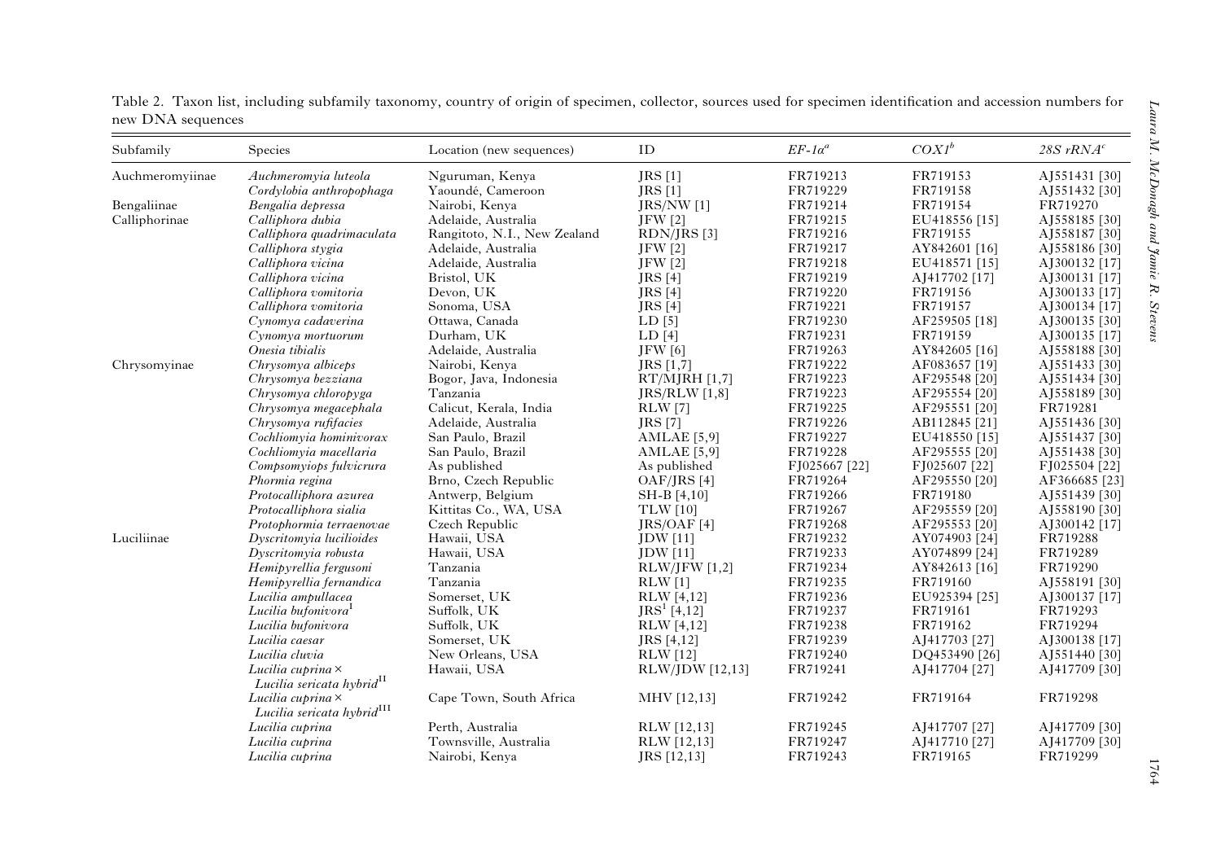Table 2. Taxon list, including subfamily taxonomy, country of origin of specimen, collector, sources used for specimen identification and accession numbers for new DNA sequences

| Subfamily | Species | Location (new sequences) | ID | *EF-1α*[a] | *COXI*[b] | *28S rRNA*[c] |
|---|---|---|---|---|---|---|
| Auchmeromyiinae | *Auchmeromyia luteola* | Nguruman, Kenya | JRS [1] | FR719213 | FR719153 | AJ551431 [30] |
| | *Cordylobia anthropophaga* | Yaoundé, Cameroon | JRS [1] | FR719229 | FR719158 | AJ551432 [30] |
| Bengaliinae | *Bengalia depressa* | Nairobi, Kenya | JRS/NW [1] | FR719214 | FR719154 | FR719270 |
| Calliphorinae | *Calliphora dubia* | Adelaide, Australia | JFW [2] | FR719215 | EU418556 [15] | AJ558185 [30] |
| | *Calliphora quadrimaculata* | Rangitoto, N.I., New Zealand | RDN/JRS [3] | FR719216 | FR719155 | AJ558187 [30] |
| | *Calliphora stygia* | Adelaide, Australia | JFW [2] | FR719217 | AY842601 [16] | AJ558186 [30] |
| | *Calliphora vicina* | Adelaide, Australia | JFW [2] | FR719218 | EU418571 [15] | AJ300132 [17] |
| | *Calliphora vicina* | Bristol, UK | JRS [4] | FR719219 | AJ417702 [17] | AJ300131 [17] |
| | *Calliphora vomitoria* | Devon, UK | JRS [4] | FR719220 | FR719156 | AJ300133 [17] |
| | *Calliphora vomitoria* | Sonoma, USA | JRS [4] | FR719221 | FR719157 | AJ300134 [17] |
| | *Cynomya cadaverina* | Ottawa, Canada | LD [5] | FR719230 | AF259505 [18] | AJ300135 [30] |
| | *Cynomya mortuorum* | Durham, UK | LD [4] | FR719231 | FR719159 | AJ300135 [17] |
| | *Onesia tibialis* | Adelaide, Australia | JFW [6] | FR719263 | AY842605 [16] | AJ558188 [30] |
| Chrysomyinae | *Chrysomya albiceps* | Nairobi, Kenya | JRS [1,7] | FR719222 | AF083657 [19] | AJ551433 [30] |
| | *Chrysomya bezziana* | Bogor, Java, Indonesia | RT/MJRH [1,7] | FR719223 | AF295548 [20] | AJ551434 [30] |
| | *Chrysomya chloropyga* | Tanzania | JRS/RLW [1,8] | FR719223 | AF295554 [20] | AJ558189 [30] |
| | *Chrysomya megacephala* | Calicut, Kerala, India | RLW [7] | FR719225 | AF295551 [20] | FR719281 |
| | *Chrysomya rufifacies* | Adelaide, Australia | JRS [7] | FR719226 | AB112845 [21] | AJ551436 [30] |
| | *Cochliomyia hominivorax* | San Paulo, Brazil | AMLAE [5,9] | FR719227 | EU418550 [15] | AJ551437 [30] |
| | *Cochliomyia macellaria* | San Paulo, Brazil | AMLAE [5,9] | FR719228 | AF295555 [20] | AJ551438 [30] |
| | *Compsomyiops fulvicrura* | As published | As published | FJ025667 [22] | FJ025607 [22] | FJ025504 [22] |
| | *Phormia regina* | Brno, Czech Republic | OAF/JRS [4] | FR719264 | AF295550 [20] | AF366685 [23] |
| | *Protocalliphora azurea* | Antwerp, Belgium | SH-B [4,10] | FR719266 | FR719180 | AJ551439 [30] |
| | *Protocalliphora sialia* | Kittitas Co., WA, USA | TLW [10] | FR719267 | AF295559 [20] | AJ558190 [30] |
| | *Protophormia terraenovae* | Czech Republic | JRS/OAF [4] | FR719268 | AF295553 [20] | AJ300142 [17] |
| Luciliinae | *Dyscritomyia lucilioides* | Hawaii, USA | JDW [11] | FR719232 | AY074903 [24] | FR719288 |
| | *Dyscritomyia robusta* | Hawaii, USA | JDW [11] | FR719233 | AY074899 [24] | FR719289 |
| | *Hemipyrellia fergusoni* | Tanzania | RLW/JFW [1,2] | FR719234 | AY842613 [16] | FR719290 |
| | *Hemipyrellia fernandica* | Tanzania | RLW [1] | FR719235 | FR719160 | AJ558191 [30] |
| | *Lucilia ampullacea* | Somerset, UK | RLW [4,12] | FR719236 | EU925394 [25] | AJ300137 [17] |
| | *Lucilia bufonivora*[I] | Suffolk, UK | JRS[I] [4,12] | FR719237 | FR719161 | FR719293 |
| | *Lucilia bufonivora* | Suffolk, UK | RLW [4,12] | FR719238 | FR719162 | FR719294 |
| | *Lucilia caesar* | Somerset, UK | JRS [4,12] | FR719239 | AJ417703 [27] | AJ300138 [17] |
| | *Lucilia cluvia* | New Orleans, USA | RLW [12] | FR719240 | DQ453490 [26] | AJ551440 [30] |
| | *Lucilia cuprina* × *Lucilia sericata hybrid*[II] | Hawaii, USA | RLW/JDW [12,13] | FR719241 | AJ417704 [27] | AJ417709 [30] |
| | *Lucilia cuprina* × *Lucilia sericata hybrid*[III] | Cape Town, South Africa | MHV [12,13] | FR719242 | FR719164 | FR719298 |
| | *Lucilia cuprina* | Perth, Australia | RLW [12,13] | FR719245 | AJ417707 [27] | AJ417709 [30] |
| | *Lucilia cuprina* | Townsville, Australia | RLW [12,13] | FR719247 | AJ417710 [27] | AJ417709 [30] |
| | *Lucilia cuprina* | Nairobi, Kenya | JRS [12,13] | FR719243 | FR719165 | FR719299 |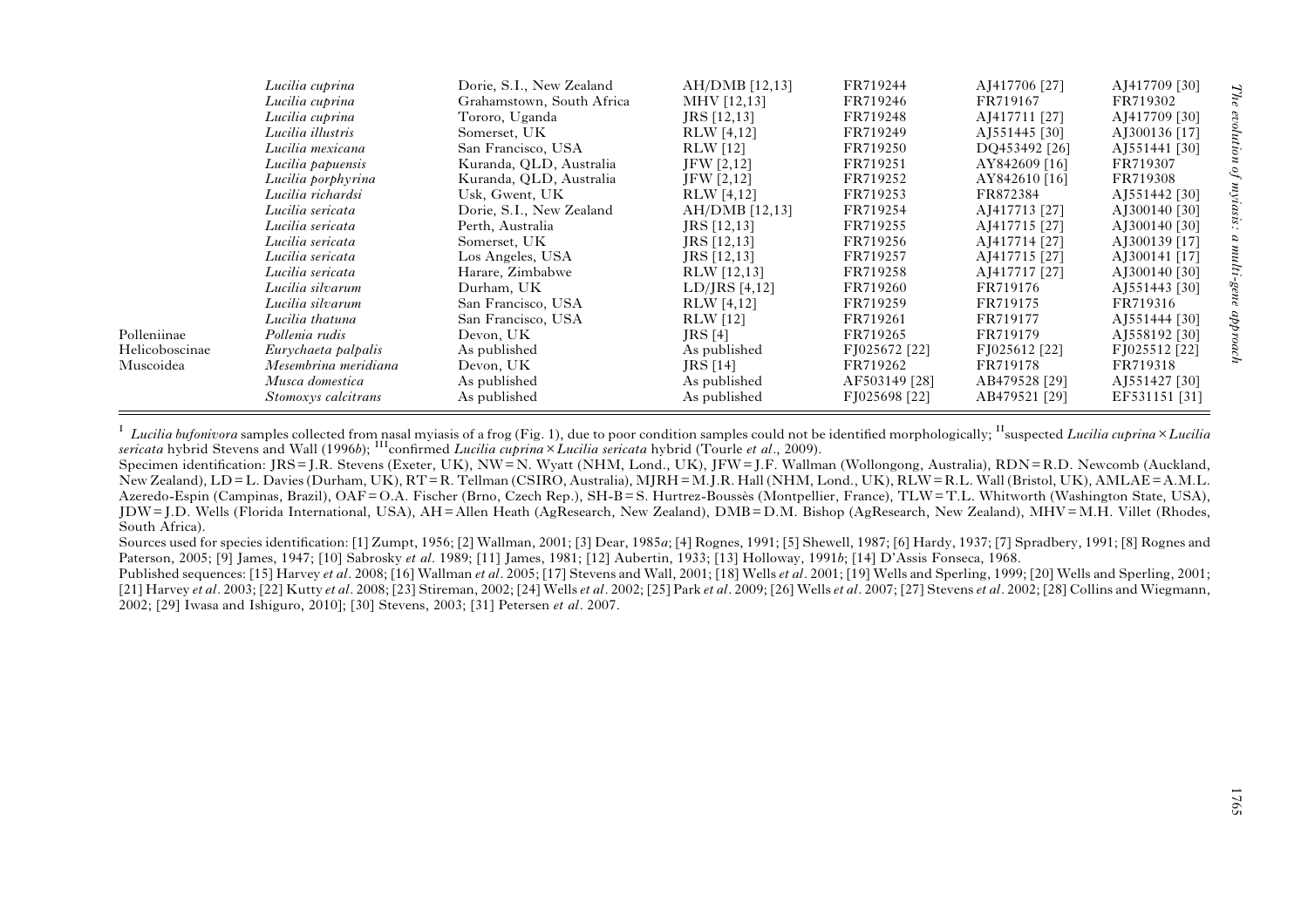| | | | | | | |
|---|---|---|---|---|---|---|
| | *Lucilia cuprina* | Dorie, S.I., New Zealand | AH/DMB [12,13] | FR719244 | AJ417706 [27] | AJ417709 [30] |
| | *Lucilia cuprina* | Grahamstown, South Africa | MHV [12,13] | FR719246 | FR719167 | FR719302 |
| | *Lucilia cuprina* | Tororo, Uganda | JRS [12,13] | FR719248 | AJ417711 [27] | AJ417709 [30] |
| | *Lucilia illustris* | Somerset, UK | RLW [4,12] | FR719249 | AJ551445 [30] | AJ300136 [17] |
| | *Lucilia mexicana* | San Francisco, USA | RLW [12] | FR719250 | DQ453492 [26] | AJ551441 [30] |
| | *Lucilia papuensis* | Kuranda, QLD, Australia | JFW [2,12] | FR719251 | AY842609 [16] | FR719307 |
| | *Lucilia porphyrina* | Kuranda, QLD, Australia | JFW [2,12] | FR719252 | AY842610 [16] | FR719308 |
| | *Lucilia richardsi* | Usk, Gwent, UK | RLW [4,12] | FR719253 | FR872384 | AJ551442 [30] |
| | *Lucilia sericata* | Dorie, S.I., New Zealand | AH/DMB [12,13] | FR719254 | AJ417713 [27] | AJ300140 [30] |
| | *Lucilia sericata* | Perth, Australia | JRS [12,13] | FR719255 | AJ417715 [27] | AJ300140 [30] |
| | *Lucilia sericata* | Somerset, UK | JRS [12,13] | FR719256 | AJ417714 [27] | AJ300139 [17] |
| | *Lucilia sericata* | Los Angeles, USA | JRS [12,13] | FR719257 | AJ417715 [27] | AJ300141 [17] |
| | *Lucilia sericata* | Harare, Zimbabwe | RLW [12,13] | FR719258 | AJ417717 [27] | AJ300140 [30] |
| | *Lucilia silvarum* | Durham, UK | LD/JRS [4,12] | FR719260 | FR719176 | AJ551443 [30] |
| | *Lucilia silvarum* | San Francisco, USA | RLW [4,12] | FR719259 | FR719175 | FR719316 |
| | *Lucilia thatuna* | San Francisco, USA | RLW [12] | FR719261 | FR719177 | AJ551444 [30] |
| Polleniinae | *Pollenia rudis* | Devon, UK | JRS [4] | FR719265 | FR719179 | AJ558192 [30] |
| Helicoboscinae | *Eurychaeta palpalis* | As published | As published | FJ025672 [22] | FJ025612 [22] | FJ025512 [22] |
| Muscoidea | *Mesembrina meridiana* | Devon, UK | JRS [14] | FR719262 | FR719178 | FR719318 |
| | *Musca domestica* | As published | As published | AF503149 [28] | AB479528 [29] | AJ551427 [30] |
| | *Stomoxys calcitrans* | As published | As published | FJ025698 [22] | AB479521 [29] | EF531151 [31] |

[I] *Lucilia bufonivora* samples collected from nasal myiasis of a frog (Fig. 1), due to poor condition samples could not be identified morphologically; [II]suspected *Lucilia cuprina* × *Lucilia sericata* hybrid Stevens and Wall (1996*b*); [III]confirmed *Lucilia cuprina* × *Lucilia sericata* hybrid (Tourle *et al*., 2009).

Specimen identification: JRS = J.R. Stevens (Exeter, UK), NW = N. Wyatt (NHM, Lond., UK), JFW = J.F. Wallman (Wollongong, Australia), RDN = R.D. Newcomb (Auckland, New Zealand), LD = L. Davies (Durham, UK), RT = R. Tellman (CSIRO, Australia), MJRH = M.J.R. Hall (NHM, Lond., UK), RLW = R.L. Wall (Bristol, UK), AMLAE = A.M.L. Azeredo-Espin (Campinas, Brazil), OAF = O.A. Fischer (Brno, Czech Rep.), SH-B = S. Hurtrez-Boussès (Montpellier, France), TLW = T.L. Whitworth (Washington State, USA), JDW = J.D. Wells (Florida International, USA), AH = Allen Heath (AgResearch, New Zealand), DMB = D.M. Bishop (AgResearch, New Zealand), MHV = M.H. Villet (Rhodes, South Africa).

Sources used for species identification: [1] Zumpt, 1956; [2] Wallman, 2001; [3] Dear, 1985*a*; [4] Rognes, 1991; [5] Shewell, 1987; [6] Hardy, 1937; [7] Spradbery, 1991; [8] Rognes and Paterson, 2005; [9] James, 1947; [10] Sabrosky *et al*. 1989; [11] James, 1981; [12] Aubertin, 1933; [13] Holloway, 1991*b*; [14] D'Assis Fonseca, 1968.

Published sequences: [15] Harvey *et al*. 2008; [16] Wallman *et al*. 2005; [17] Stevens and Wall, 2001; [18] Wells *et al*. 2001; [19] Wells and Sperling, 1999; [20] Wells and Sperling, 2001; [21] Harvey *et al*. 2003; [22] Kutty *et al*. 2008; [23] Stireman, 2002; [24] Wells *et al*. 2002; [25] Park *et al*. 2009; [26] Wells *et al*. 2007; [27] Stevens *et al*. 2002; [28] Collins and Wiegmann, 2002; [29] Iwasa and Ishiguro, 2010]; [30] Stevens, 2003; [31] Petersen *et al*. 2007.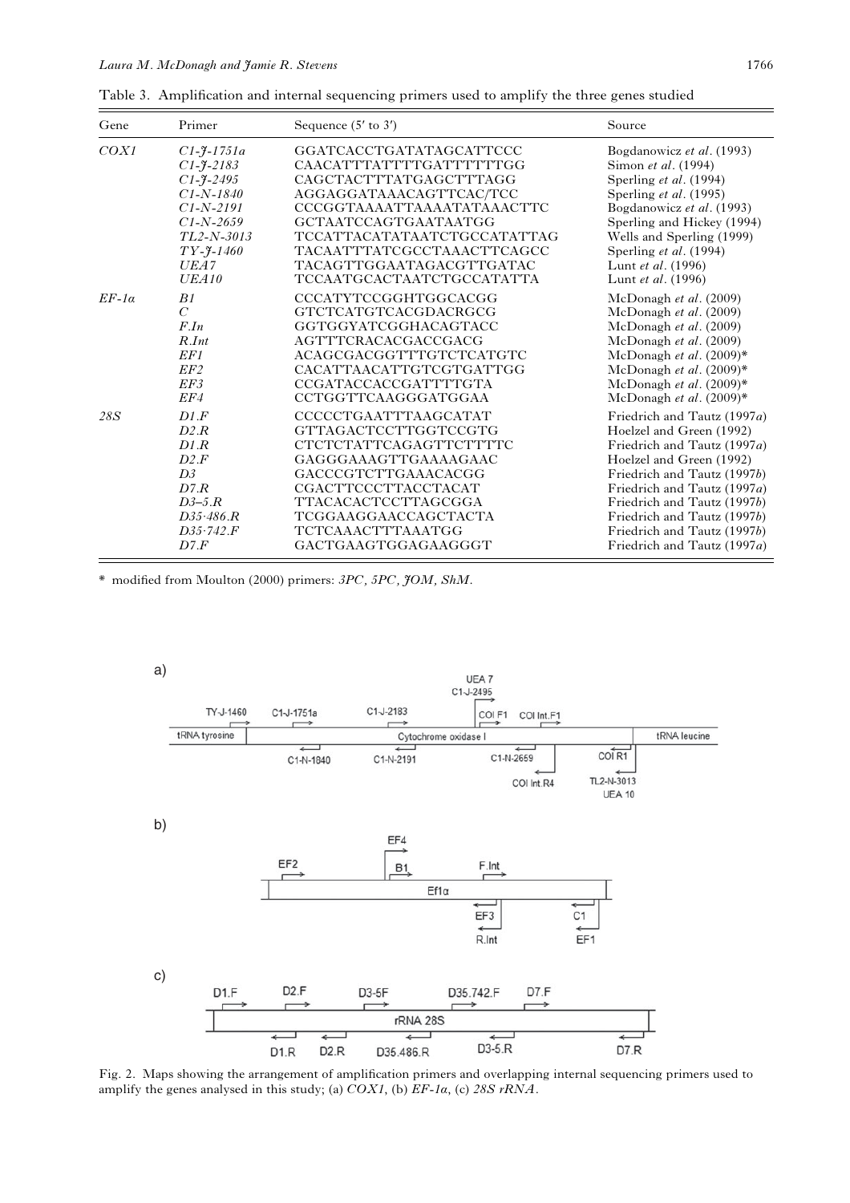Table 3. Amplification and internal sequencing primers used to amplify the three genes studied

| Gene | Primer | Sequence (5′ to 3′) | Source |
|---|---|---|---|
| *COX1* | *C1-J-1751a* | GGATCACCTGATATAGCATTCCC | Bogdanowicz *et al*. (1993) |
| | *C1-J-2183* | CAACATTTATTTTGATTTTTTGG | Simon *et al*. (1994) |
| | *C1-J-2495* | CAGCTACTTTATGAGCTTTAGG | Sperling *et al*. (1994) |
| | *C1-N-1840* | AGGAGGATAAACAGTTCAC/TCC | Sperling *et al*. (1995) |
| | *C1-N-2191* | CCCGGTAAAATTAAAATATAAACTTC | Bogdanowicz *et al*. (1993) |
| | *C1-N-2659* | GCTAATCCAGTGAATAATGG | Sperling and Hickey (1994) |
| | *TL2-N-3013* | TCCATTACATATAATCTGCCATATTAG | Wells and Sperling (1999) |
| | *TY-J-1460* | TACAATTTATCGCCTAAACTTCAGCC | Sperling *et al*. (1994) |
| | *UEA7* | TACAGTTGGAATAGACGTTGATAC | Lunt *et al*. (1996) |
| | *UEA10* | TCCAATGCACTAATCTGCCATATTA | Lunt *et al*. (1996) |
| *EF-1α* | *B1* | CCCATYTCCGGHTGGCACGG | McDonagh *et al*. (2009) |
| | *C* | GTCTCATGTCACGDACRGCG | McDonagh *et al*. (2009) |
| | *F.In* | GGTGGYATCGGHACAGTACC | McDonagh *et al*. (2009) |
| | *R.Int* | AGTTTCRACACGACCGACG | McDonagh *et al*. (2009) |
| | *EF1* | ACAGCGACGGTTTGTCTCATGTC | McDonagh *et al*. (2009)* |
| | *EF2* | CACATTAACATTGTCGTGATTGG | McDonagh *et al*. (2009)* |
| | *EF3* | CCGATACCACCGATTTTGTA | McDonagh *et al*. (2009)* |
| | *EF4* | CCTGGTTCAAGGGATGGAA | McDonagh *et al*. (2009)* |
| *28S* | *D1.F* | CCCCCTGAATTTAAGCATAT | Friedrich and Tautz (1997*a*) |
| | *D2.R* | GTTAGACTCCTTGGTCCGTG | Hoelzel and Green (1992) |
| | *D1.R* | CTCTCTATTCAGAGTTCTTTTC | Friedrich and Tautz (1997*a*) |
| | *D2.F* | GAGGGAAAGTTGAAAAGAAC | Hoelzel and Green (1992) |
| | *D3* | GACCCGTCTTGAAACACGG | Friedrich and Tautz (1997*b*) |
| | *D7.R* | CGACTTCCCTTACCTACAT | Friedrich and Tautz (1997*a*) |
| | *D3–5.R* | TTACACACTCCTTAGCGGA | Friedrich and Tautz (1997*b*) |
| | *D35·486.R* | TCGGAAGGAACCAGCTACTA | Friedrich and Tautz (1997*b*) |
| | *D35·742.F* | TCTCAAACTTTAAATGG | Friedrich and Tautz (1997*b*) |
| | *D7.F* | GACTGAAGTGGAGAAGGGT | Friedrich and Tautz (1997*a*) |

\* modified from Moulton (2000) primers: *3PC, 5PC, JOM, ShM.*

Fig. 2. Maps showing the arrangement of amplification primers and overlapping internal sequencing primers used to amplify the genes analysed in this study; (a) *COX1*, (b) *EF-1α*, (c) *28S rRNA*.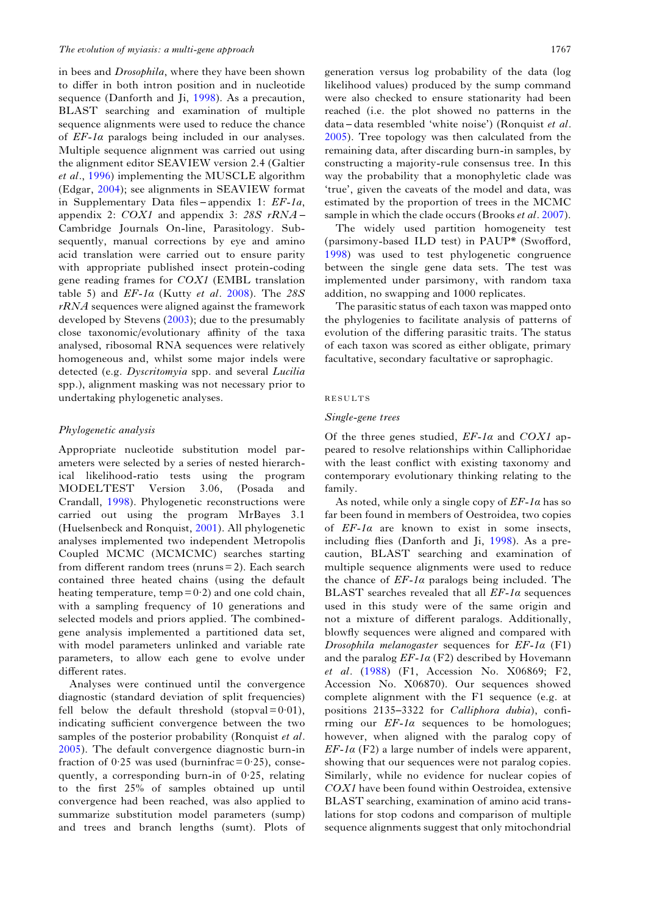in bees and *Drosophila*, where they have been shown to differ in both intron position and in nucleotide sequence (Danforth and Ji, 1998). As a precaution, BLAST searching and examination of multiple sequence alignments were used to reduce the chance of *EF-1α* paralogs being included in our analyses. Multiple sequence alignment was carried out using the alignment editor SEAVIEW version 2.4 (Galtier *et al*., 1996) implementing the MUSCLE algorithm (Edgar, 2004); see alignments in SEAVIEW format in Supplementary Data files – appendix 1: *EF-1α*, appendix 2: *COX1* and appendix 3: *28S rRNA* – Cambridge Journals On-line, Parasitology. Subsequently, manual corrections by eye and amino acid translation were carried out to ensure parity with appropriate published insect protein-coding gene reading frames for *COX1* (EMBL translation table 5) and *EF-1α* (Kutty *et al*. 2008). The *28S rRNA* sequences were aligned against the framework developed by Stevens (2003); due to the presumably close taxonomic/evolutionary affinity of the taxa analysed, ribosomal RNA sequences were relatively homogeneous and, whilst some major indels were detected (e.g. *Dyscritomyia* spp. and several *Lucilia* spp.), alignment masking was not necessary prior to undertaking phylogenetic analyses.

### *Phylogenetic analysis*

Appropriate nucleotide substitution model parameters were selected by a series of nested hierarchical likelihood-ratio tests using the program MODELTEST Version 3.06, (Posada and Crandall, 1998). Phylogenetic reconstructions were carried out using the program MrBayes 3.1 (Huelsenbeck and Ronquist, 2001). All phylogenetic analyses implemented two independent Metropolis Coupled MCMC (MCMCMC) searches starting from different random trees (nruns = 2). Each search contained three heated chains (using the default heating temperature, temp = 0·2) and one cold chain, with a sampling frequency of 10 generations and selected models and priors applied. The combined-gene analysis implemented a partitioned data set, with model parameters unlinked and variable rate parameters, to allow each gene to evolve under different rates.

Analyses were continued until the convergence diagnostic (standard deviation of split frequencies) fell below the default threshold (stopval = 0·01), indicating sufficient convergence between the two samples of the posterior probability (Ronquist *et al*. 2005). The default convergence diagnostic burn-in fraction of 0·25 was used (burninfrac = 0·25), consequently, a corresponding burn-in of 0·25, relating to the first 25% of samples obtained up until convergence had been reached, was also applied to summarize substitution model parameters (sump) and trees and branch lengths (sumt). Plots of generation versus log probability of the data (log likelihood values) produced by the sump command were also checked to ensure stationarity had been reached (i.e. the plot showed no patterns in the data – data resembled 'white noise') (Ronquist *et al*. 2005). Tree topology was then calculated from the remaining data, after discarding burn-in samples, by constructing a majority-rule consensus tree. In this way the probability that a monophyletic clade was 'true', given the caveats of the model and data, was estimated by the proportion of trees in the MCMC sample in which the clade occurs (Brooks *et al*. 2007).

The widely used partition homogeneity test (parsimony-based ILD test) in PAUP* (Swofford, 1998) was used to test phylogenetic congruence between the single gene data sets. The test was implemented under parsimony, with random taxa addition, no swapping and 1000 replicates.

The parasitic status of each taxon was mapped onto the phylogenies to facilitate analysis of patterns of evolution of the differing parasitic traits. The status of each taxon was scored as either obligate, primary facultative, secondary facultative or saprophagic.

## RESULTS

### *Single-gene trees*

Of the three genes studied, *EF-1α* and *COX1* appeared to resolve relationships within Calliphoridae with the least conflict with existing taxonomy and contemporary evolutionary thinking relating to the family.

As noted, while only a single copy of *EF-1α* has so far been found in members of Oestroidea, two copies of *EF-1α* are known to exist in some insects, including flies (Danforth and Ji, 1998). As a precaution, BLAST searching and examination of multiple sequence alignments were used to reduce the chance of *EF-1α* paralogs being included. The BLAST searches revealed that all *EF-1α* sequences used in this study were of the same origin and not a mixture of different paralogs. Additionally, blowfly sequences were aligned and compared with *Drosophila melanogaster* sequences for *EF-1α* (F1) and the paralog *EF-1α* (F2) described by Hovemann *et al*. (1988) (F1, Accession No. X06869; F2, Accession No. X06870). Our sequences showed complete alignment with the F1 sequence (e.g. at positions 2135–3322 for *Calliphora dubia*), confirming our *EF-1α* sequences to be homologues; however, when aligned with the paralog copy of *EF-1α* (F2) a large number of indels were apparent, showing that our sequences were not paralog copies. Similarly, while no evidence for nuclear copies of *COX1* have been found within Oestroidea, extensive BLAST searching, examination of amino acid translations for stop codons and comparison of multiple sequence alignments suggest that only mitochondrial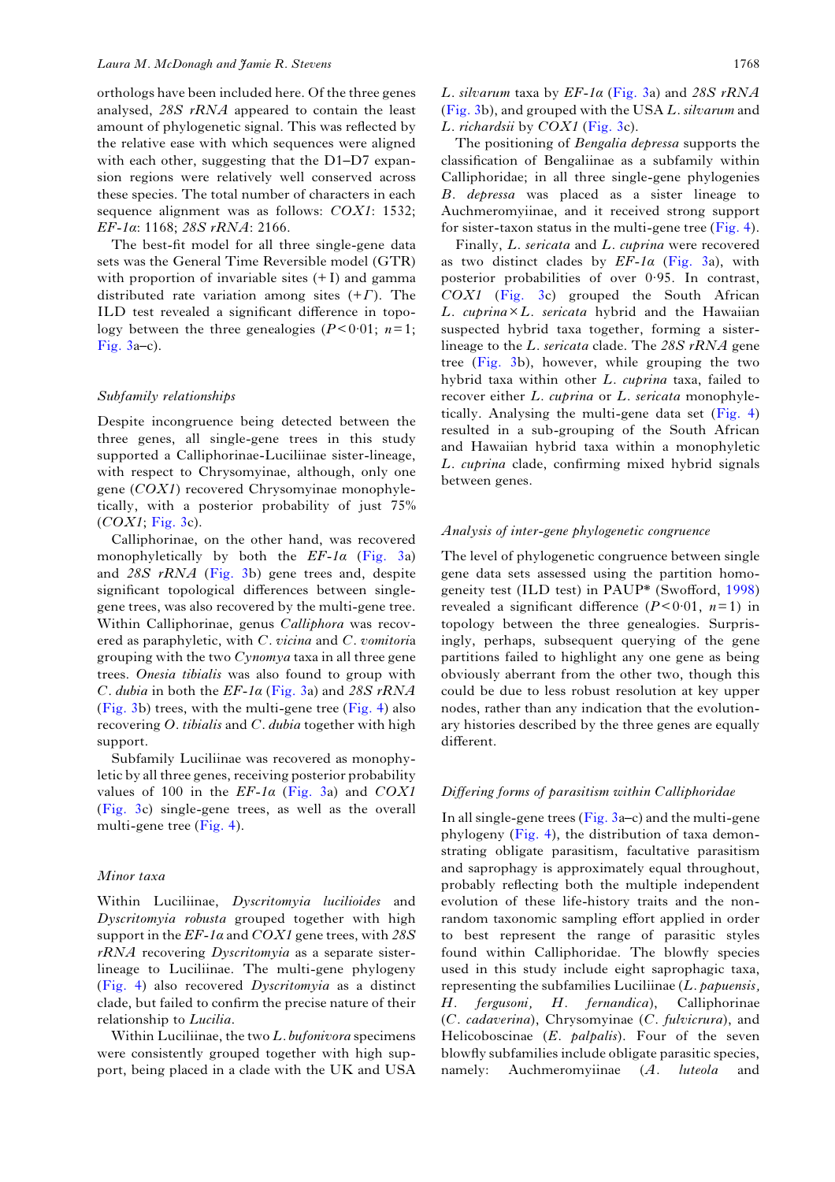orthologs have been included here. Of the three genes analysed, *28S rRNA* appeared to contain the least amount of phylogenetic signal. This was reflected by the relative ease with which sequences were aligned with each other, suggesting that the D1–D7 expansion regions were relatively well conserved across these species. The total number of characters in each sequence alignment was as follows: *COX1*: 1532; *EF-1α*: 1168; *28S rRNA*: 2166.

The best-fit model for all three single-gene data sets was the General Time Reversible model (GTR) with proportion of invariable sites (+I) and gamma distributed rate variation among sites ($+\Gamma$). The ILD test revealed a significant difference in topology between the three genealogies ($P<0{\cdot}01$; $n=1$; Fig. 3a–c).

### *Subfamily relationships*

Despite incongruence being detected between the three genes, all single-gene trees in this study supported a Calliphorinae-Luciliinae sister-lineage, with respect to Chrysomyinae, although, only one gene (*COX1*) recovered Chrysomyinae monophyletically, with a posterior probability of just 75% (*COX1*; Fig. 3c).

Calliphorinae, on the other hand, was recovered monophyletically by both the *EF-1α* (Fig. 3a) and *28S rRNA* (Fig. 3b) gene trees and, despite significant topological differences between single-gene trees, was also recovered by the multi-gene tree. Within Calliphorinae, genus *Calliphora* was recovered as paraphyletic, with *C. vicina* and *C. vomitoria* grouping with the two *Cynomya* taxa in all three gene trees. *Onesia tibialis* was also found to group with *C. dubia* in both the *EF-1α* (Fig. 3a) and *28S rRNA* (Fig. 3b) trees, with the multi-gene tree (Fig. 4) also recovering *O. tibialis* and *C. dubia* together with high support.

Subfamily Luciliinae was recovered as monophyletic by all three genes, receiving posterior probability values of 100 in the *EF-1α* (Fig. 3a) and *COX1* (Fig. 3c) single-gene trees, as well as the overall multi-gene tree (Fig. 4).

### *Minor taxa*

Within Luciliinae, *Dyscritomyia lucilioides* and *Dyscritomyia robusta* grouped together with high support in the *EF-1α* and *COX1* gene trees, with *28S rRNA* recovering *Dyscritomyia* as a separate sister-lineage to Luciliinae. The multi-gene phylogeny (Fig. 4) also recovered *Dyscritomyia* as a distinct clade, but failed to confirm the precise nature of their relationship to *Lucilia*.

Within Luciliinae, the two *L. bufonivora* specimens were consistently grouped together with high support, being placed in a clade with the UK and USA *L. silvarum* taxa by *EF-1α* (Fig. 3a) and *28S rRNA* (Fig. 3b), and grouped with the USA *L. silvarum* and *L. richardsii* by *COX1* (Fig. 3c).

The positioning of *Bengalia depressa* supports the classification of Bengaliinae as a subfamily within Calliphoridae; in all three single-gene phylogenies *B. depressa* was placed as a sister lineage to Auchmeromyiinae, and it received strong support for sister-taxon status in the multi-gene tree (Fig. 4).

Finally, *L. sericata* and *L. cuprina* were recovered as two distinct clades by *EF-1α* (Fig. 3a), with posterior probabilities of over 0·95. In contrast, *COX1* (Fig. 3c) grouped the South African *L. cuprina*×*L. sericata* hybrid and the Hawaiian suspected hybrid taxa together, forming a sister-lineage to the *L. sericata* clade. The *28S rRNA* gene tree (Fig. 3b), however, while grouping the two hybrid taxa within other *L. cuprina* taxa, failed to recover either *L. cuprina* or *L. sericata* monophyletically. Analysing the multi-gene data set (Fig. 4) resulted in a sub-grouping of the South African and Hawaiian hybrid taxa within a monophyletic *L. cuprina* clade, confirming mixed hybrid signals between genes.

### *Analysis of inter-gene phylogenetic congruence*

The level of phylogenetic congruence between single gene data sets assessed using the partition homogeneity test (ILD test) in PAUP* (Swofford, 1998) revealed a significant difference ($P<0{\cdot}01$, $n=1$) in topology between the three genealogies. Surprisingly, perhaps, subsequent querying of the gene partitions failed to highlight any one gene as being obviously aberrant from the other two, though this could be due to less robust resolution at key upper nodes, rather than any indication that the evolutionary histories described by the three genes are equally different.

### *Differing forms of parasitism within Calliphoridae*

In all single-gene trees (Fig. 3a–c) and the multi-gene phylogeny (Fig. 4), the distribution of taxa demonstrating obligate parasitism, facultative parasitism and saprophagy is approximately equal throughout, probably reflecting both the multiple independent evolution of these life-history traits and the non-random taxonomic sampling effort applied in order to best represent the range of parasitic styles found within Calliphoridae. The blowfly species used in this study include eight saprophagic taxa, representing the subfamilies Luciliinae (*L. papuensis*, *H. fergusoni*, *H. fernandica*), Calliphorinae (*C. cadaverina*), Chrysomyinae (*C. fulvicrura*), and Helicoboscinae (*E. palpalis*). Four of the seven blowfly subfamilies include obligate parasitic species, namely: Auchmeromyiinae (*A. luteola* and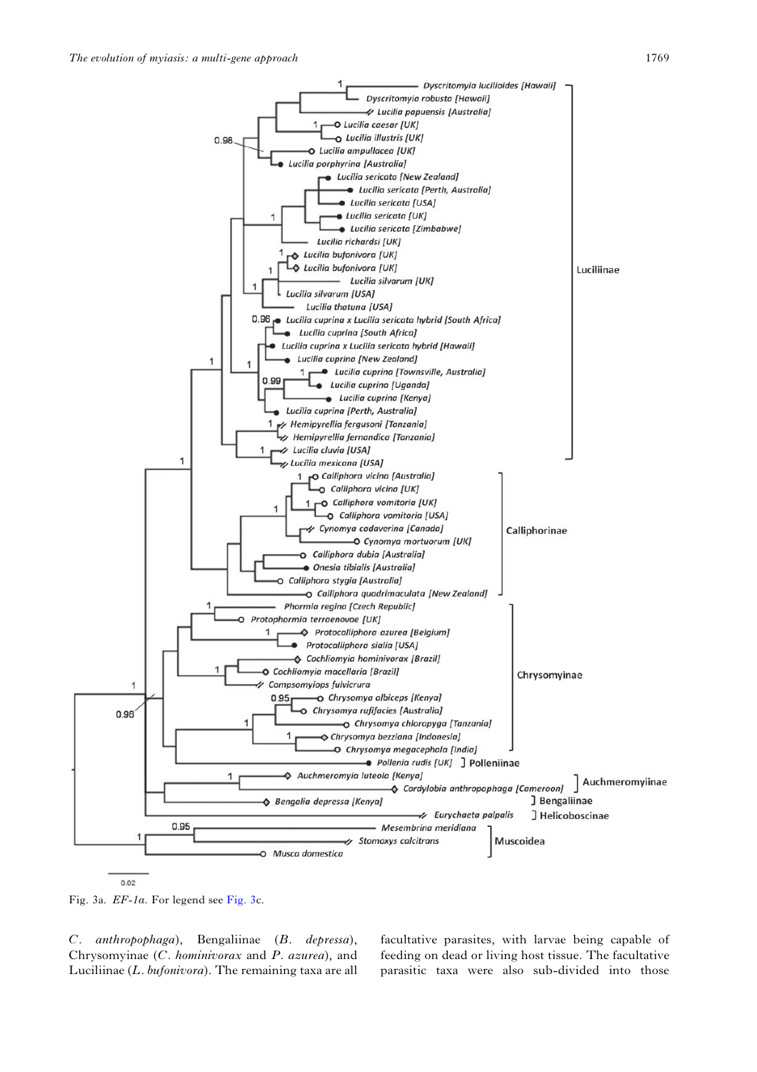Fig. 3a. *EF-1α*. For legend see Fig. 3c.

*C. anthropophaga*), Bengaliinae (*B. depressa*), Chrysomyinae (*C. hominivorax* and *P. azurea*), and Luciliinae (*L. bufonivora*). The remaining taxa are all facultative parasites, with larvae being capable of feeding on dead or living host tissue. The facultative parasitic taxa were also sub-divided into those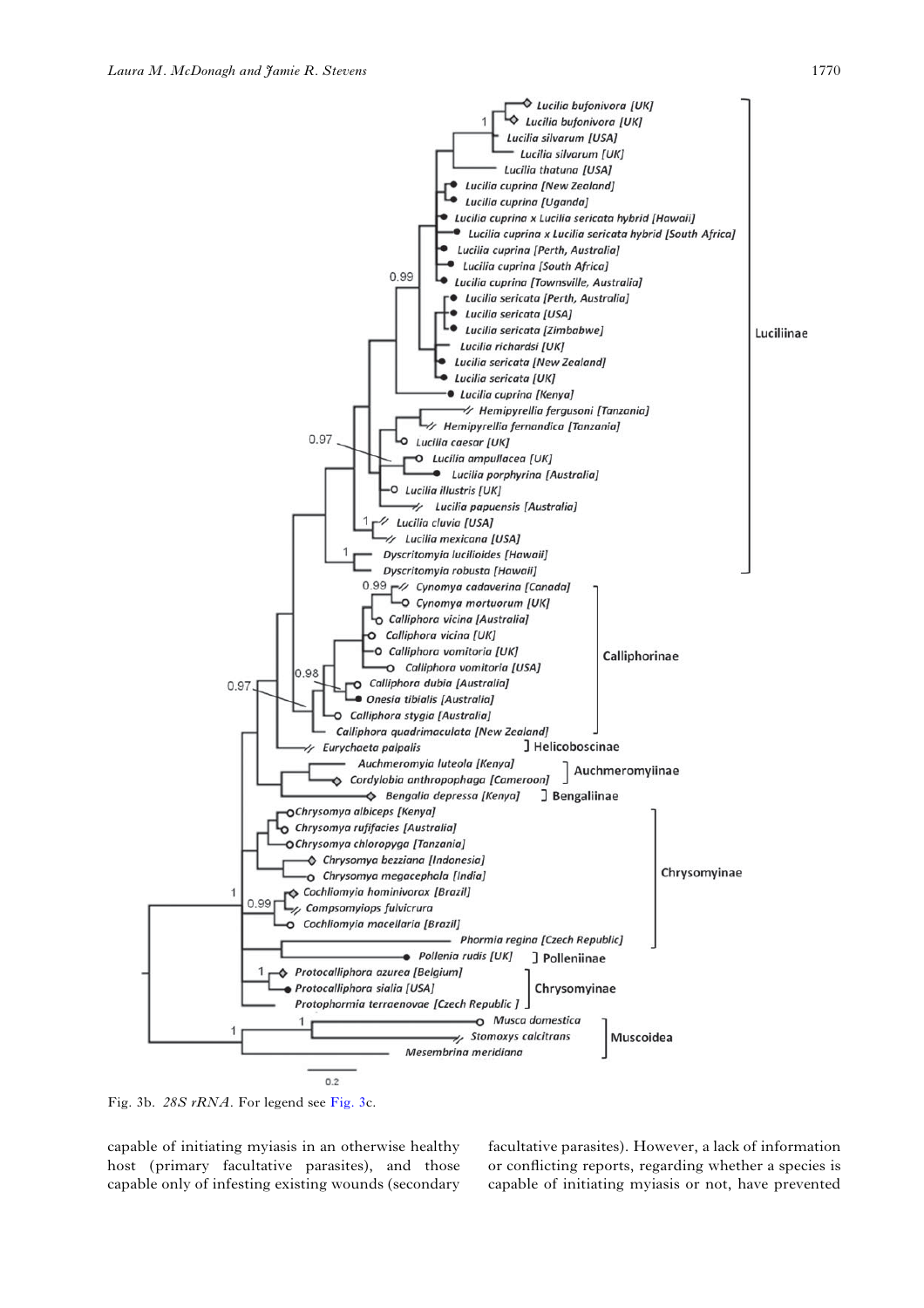Fig. 3b. *28S rRNA*. For legend see Fig. 3c.

capable of initiating myiasis in an otherwise healthy host (primary facultative parasites), and those capable only of infesting existing wounds (secondary facultative parasites). However, a lack of information or conflicting reports, regarding whether a species is capable of initiating myiasis or not, have prevented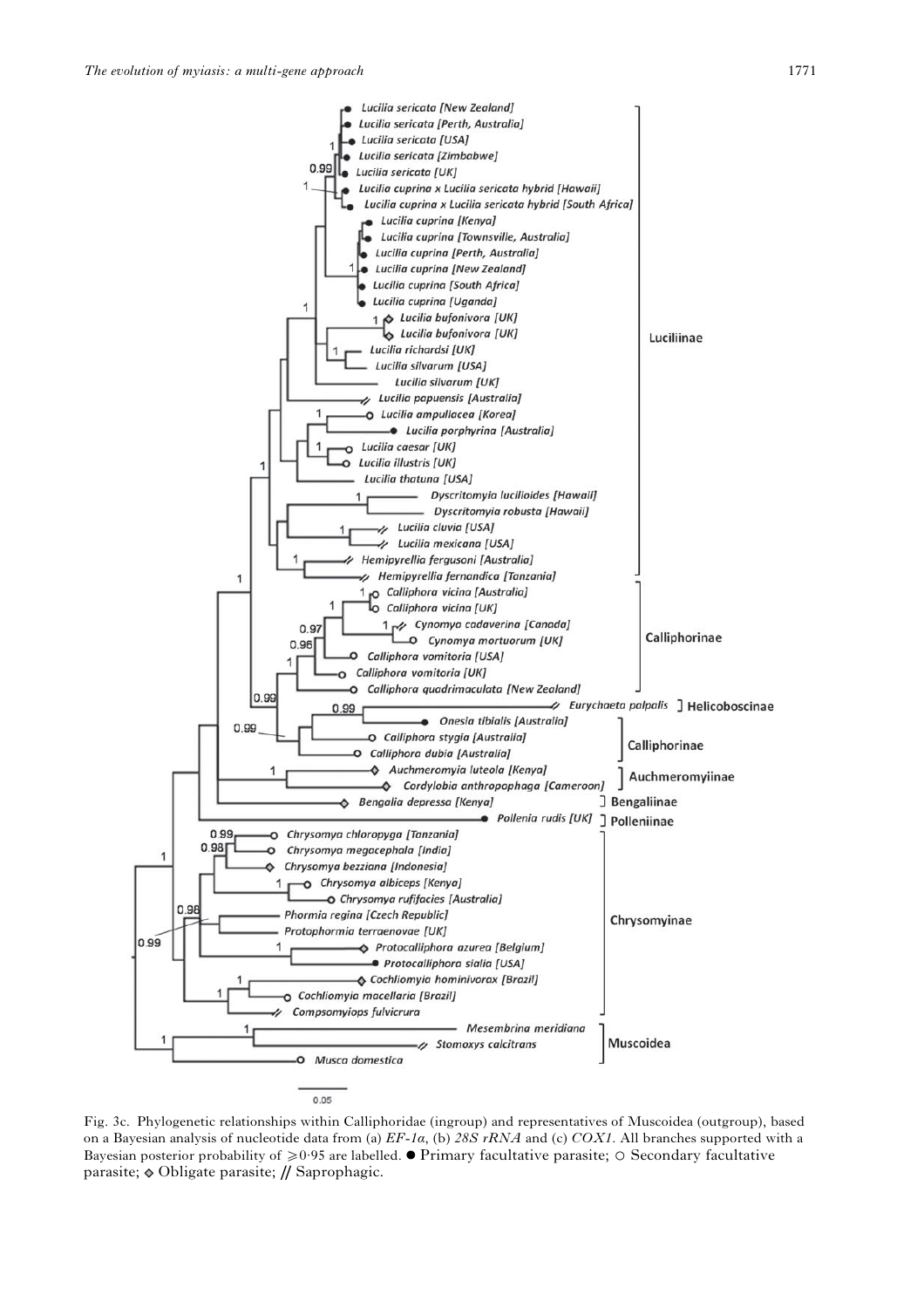Fig. 3c. Phylogenetic relationships within Calliphoridae (ingroup) and representatives of Muscoidea (outgroup), based on a Bayesian analysis of nucleotide data from (a) *EF-1α*, (b) *28S rRNA* and (c) *COX1*. All branches supported with a Bayesian posterior probability of ⩾0·95 are labelled. ● Primary facultative parasite; ○ Secondary facultative parasite; ◇ Obligate parasite; // Saprophagic.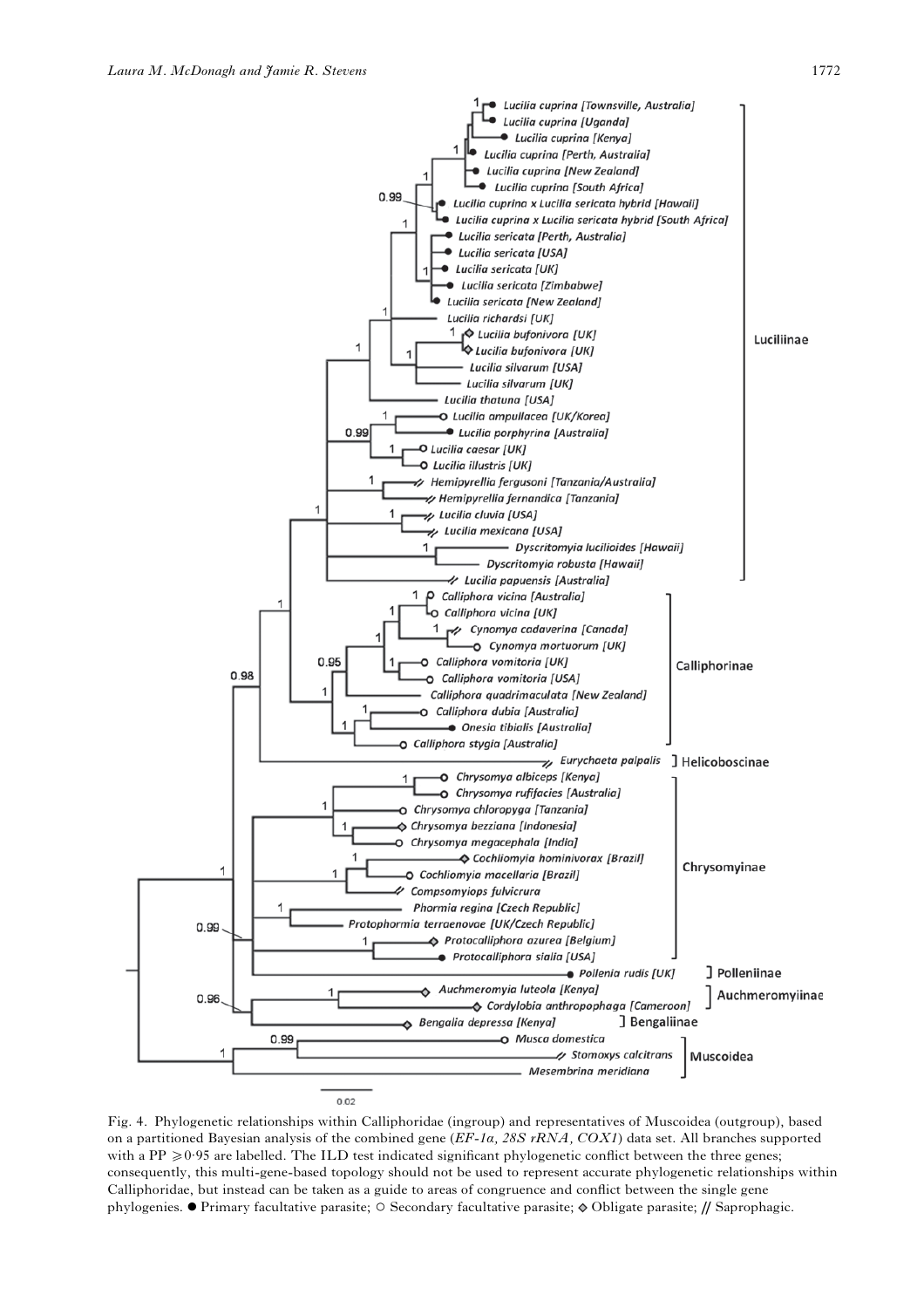Fig. 4. Phylogenetic relationships within Calliphoridae (ingroup) and representatives of Muscoidea (outgroup), based on a partitioned Bayesian analysis of the combined gene (*EF-1α, 28S rRNA, COX1*) data set. All branches supported with a PP ⩾0·95 are labelled. The ILD test indicated significant phylogenetic conflict between the three genes; consequently, this multi-gene-based topology should not be used to represent accurate phylogenetic relationships within Calliphoridae, but instead can be taken as a guide to areas of congruence and conflict between the single gene phylogenies. ● Primary facultative parasite; ○ Secondary facultative parasite; ◇ Obligate parasite; // Saprophagic.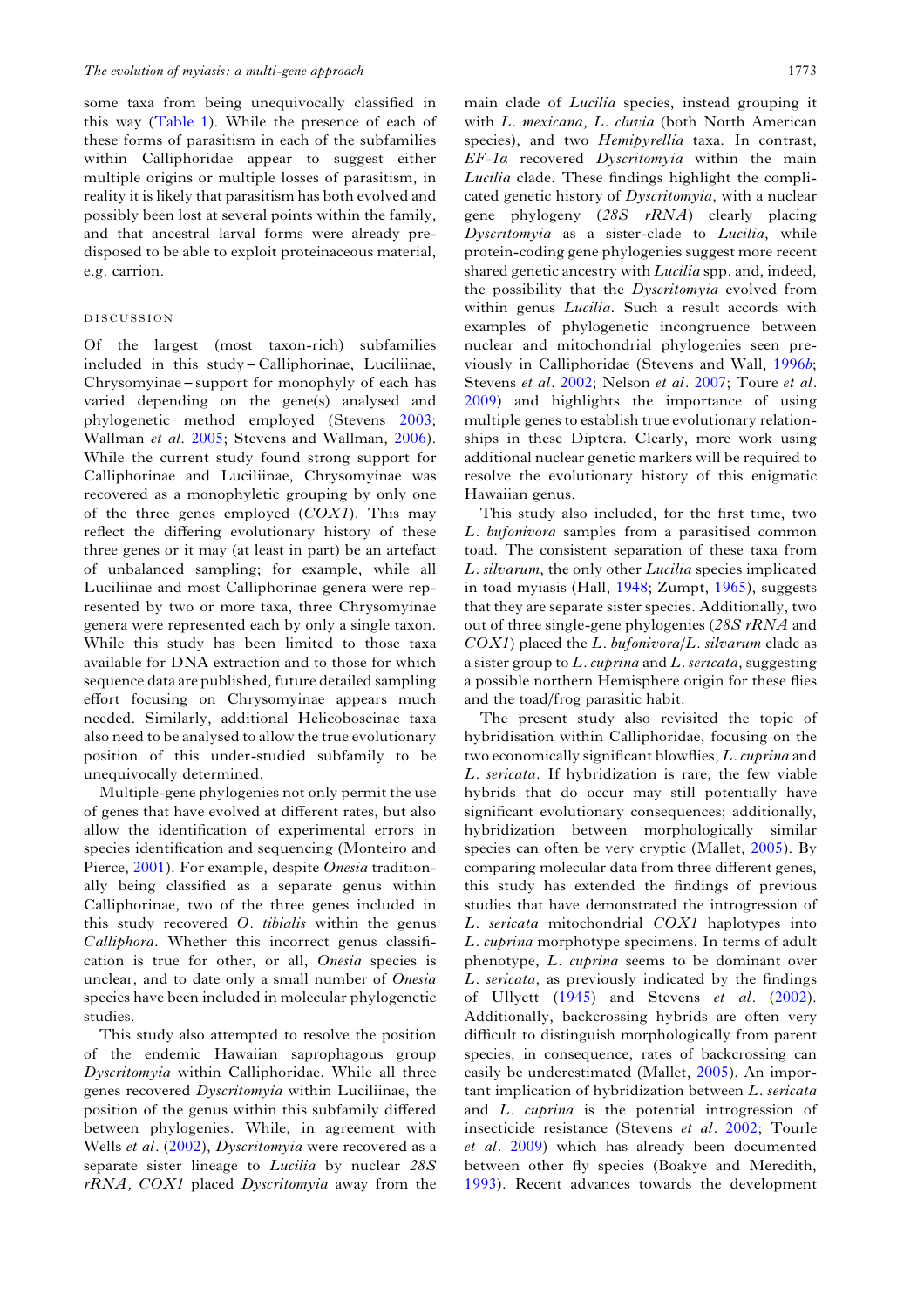some taxa from being unequivocally classified in this way (Table 1). While the presence of each of these forms of parasitism in each of the subfamilies within Calliphoridae appear to suggest either multiple origins or multiple losses of parasitism, in reality it is likely that parasitism has both evolved and possibly been lost at several points within the family, and that ancestral larval forms were already predisposed to be able to exploit proteinaceous material, e.g. carrion.

## DISCUSSION

Of the largest (most taxon-rich) subfamilies included in this study – Calliphorinae, Luciliinae, Chrysomyinae – support for monophyly of each has varied depending on the gene(s) analysed and phylogenetic method employed (Stevens 2003; Wallman *et al*. 2005; Stevens and Wallman, 2006). While the current study found strong support for Calliphorinae and Luciliinae, Chrysomyinae was recovered as a monophyletic grouping by only one of the three genes employed (*COX1*). This may reflect the differing evolutionary history of these three genes or it may (at least in part) be an artefact of unbalanced sampling; for example, while all Luciliinae and most Calliphorinae genera were represented by two or more taxa, three Chrysomyinae genera were represented each by only a single taxon. While this study has been limited to those taxa available for DNA extraction and to those for which sequence data are published, future detailed sampling effort focusing on Chrysomyinae appears much needed. Similarly, additional Helicoboscinae taxa also need to be analysed to allow the true evolutionary position of this under-studied subfamily to be unequivocally determined.

Multiple-gene phylogenies not only permit the use of genes that have evolved at different rates, but also allow the identification of experimental errors in species identification and sequencing (Monteiro and Pierce, 2001). For example, despite *Onesia* traditionally being classified as a separate genus within Calliphorinae, two of the three genes included in this study recovered *O. tibialis* within the genus *Calliphora*. Whether this incorrect genus classification is true for other, or all, *Onesia* species is unclear, and to date only a small number of *Onesia* species have been included in molecular phylogenetic studies.

This study also attempted to resolve the position of the endemic Hawaiian saprophagous group *Dyscritomyia* within Calliphoridae. While all three genes recovered *Dyscritomyia* within Luciliinae, the position of the genus within this subfamily differed between phylogenies. While, in agreement with Wells *et al*. (2002), *Dyscritomyia* were recovered as a separate sister lineage to *Lucilia* by nuclear *28S rRNA, COX1* placed *Dyscritomyia* away from the main clade of *Lucilia* species, instead grouping it with *L. mexicana, L. cluvia* (both North American species), and two *Hemipyrellia* taxa. In contrast, *EF-1α* recovered *Dyscritomyia* within the main *Lucilia* clade. These findings highlight the complicated genetic history of *Dyscritomyia*, with a nuclear gene phylogeny (*28S rRNA*) clearly placing *Dyscritomyia* as a sister-clade to *Lucilia*, while protein-coding gene phylogenies suggest more recent shared genetic ancestry with *Lucilia* spp. and, indeed, the possibility that the *Dyscritomyia* evolved from within genus *Lucilia*. Such a result accords with examples of phylogenetic incongruence between nuclear and mitochondrial phylogenies seen previously in Calliphoridae (Stevens and Wall, 1996*b*; Stevens *et al*. 2002; Nelson *et al*. 2007; Toure *et al*. 2009) and highlights the importance of using multiple genes to establish true evolutionary relationships in these Diptera. Clearly, more work using additional nuclear genetic markers will be required to resolve the evolutionary history of this enigmatic Hawaiian genus.

This study also included, for the first time, two *L. bufonivora* samples from a parasitised common toad. The consistent separation of these taxa from *L. silvarum*, the only other *Lucilia* species implicated in toad myiasis (Hall, 1948; Zumpt, 1965), suggests that they are separate sister species. Additionally, two out of three single-gene phylogenies (*28S rRNA* and *COX1*) placed the *L. bufonivora*/*L. silvarum* clade as a sister group to *L. cuprina* and *L. sericata*, suggesting a possible northern Hemisphere origin for these flies and the toad/frog parasitic habit.

The present study also revisited the topic of hybridisation within Calliphoridae, focusing on the two economically significant blowflies, *L. cuprina* and *L. sericata*. If hybridization is rare, the few viable hybrids that do occur may still potentially have significant evolutionary consequences; additionally, hybridization between morphologically similar species can often be very cryptic (Mallet, 2005). By comparing molecular data from three different genes, this study has extended the findings of previous studies that have demonstrated the introgression of *L. sericata* mitochondrial *COX1* haplotypes into *L. cuprina* morphotype specimens. In terms of adult phenotype, *L. cuprina* seems to be dominant over *L. sericata*, as previously indicated by the findings of Ullyett (1945) and Stevens *et al*. (2002). Additionally, backcrossing hybrids are often very difficult to distinguish morphologically from parent species, in consequence, rates of backcrossing can easily be underestimated (Mallet, 2005). An important implication of hybridization between *L. sericata* and *L. cuprina* is the potential introgression of insecticide resistance (Stevens *et al*. 2002; Tourle *et al*. 2009) which has already been documented between other fly species (Boakye and Meredith, 1993). Recent advances towards the development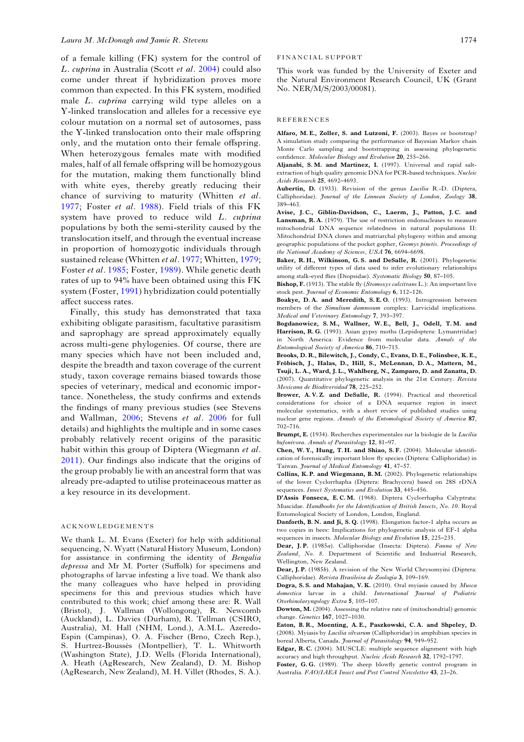of a female killing (FK) system for the control of *L. cuprina* in Australia (Scott *et al*. 2004) could also come under threat if hybridization proves more common than expected. In this FK system, modified male *L. cuprina* carrying wild type alleles on a Y-linked translocation and alleles for a recessive eye colour mutation on a normal set of autosomes, pass the Y-linked translocation onto their male offspring only, and the mutation onto their female offspring. When heterozygous females mate with modified males, half of all female offspring will be homozygous for the mutation, making them functionally blind with white eyes, thereby greatly reducing their chance of surviving to maturity (Whitten *et al*. 1977; Foster *et al*. 1988). Field trials of this FK system have proved to reduce wild *L. cuprina* populations by both the semi-sterility caused by the translocation itself, and through the eventual increase in proportion of homozygotic individuals through sustained release (Whitten *et al*. 1977; Whitten, 1979; Foster *et al*. 1985; Foster, 1989). While genetic death rates of up to 94% have been obtained using this FK system (Foster, 1991) hybridization could potentially affect success rates.

Finally, this study has demonstrated that taxa exhibiting obligate parasitism, facultative parasitism and saprophagy are spread approximately equally across multi-gene phylogenies. Of course, there are many species which have not been included and, despite the breadth and taxon coverage of the current study, taxon coverage remains biased towards those species of veterinary, medical and economic importance. Nonetheless, the study confirms and extends the findings of many previous studies (see Stevens and Wallman, 2006; Stevens *et al*. 2006 for full details) and highlights the multiple and in some cases probably relatively recent origins of the parasitic habit within this group of Diptera (Wiegmann *et al*. 2011). Our findings also indicate that the origins of the group probably lie with an ancestral form that was already pre-adapted to utilise proteinaceous matter as a key resource in its development.

## ACKNOWLEDGEMENTS

We thank L. M. Evans (Exeter) for help with additional sequencing, N. Wyatt (Natural History Museum, London) for assistance in confirming the identity of *Bengalia depressa* and Mr M. Porter (Suffolk) for specimens and photographs of larvae infesting a live toad. We thank also the many colleagues who have helped in providing specimens for this and previous studies which have contributed to this work; chief among these are: R. Wall (Bristol), J. Wallman (Wollongong), R. Newcomb (Auckland), L. Davies (Durham), R. Tellman (CSIRO, Australia), M. Hall (NHM, Lond.), A.M.L. Azeredo-Espin (Campinas), O. A. Fischer (Brno, Czech Rep.), S. Hurtrez-Boussès (Montpellier), T. L. Whitworth (Washington State), J.D. Wells (Florida International), A. Heath (AgResearch, New Zealand), D. M. Bishop (AgResearch, New Zealand), M. H. Villet (Rhodes, S. A.).

## FINANCIAL SUPPORT

This work was funded by the University of Exeter and the Natural Environment Research Council, UK (Grant No. NER/M/S/2003/00081).

## REFERENCES

**Alfaro, M. E., Zoller, S. and Lutzoni, F.** (2003). Bayes or bootstrap? A simulation study comparing the performance of Bayesian Markov chain Monte Carlo sampling and bootstrapping in assessing phylogenetic confidence. *Molecular Biology and Evolution* **20**, 255–266.

**Aljanabi, S. M. and Martinez, I.** (1997). Universal and rapid salt-extraction of high quality genomic DNA for PCR-based techniques. *Nucleic Acids Research* **25**, 4692–4693.

**Aubertin, D.** (1933). Revision of the genus *Lucilia* R.-D. (Diptera, Calliphoridae). *Journal of the Linnean Society of London, Zoology* **38**, 389–463.

**Avise, J. C., Giblin-Davidson, C., Laerm, J., Patton, J. C. and Lansman, R. A.** (1979). The use of restriction endonucleases to measure mitochondrial DNA sequence relatedness in natural populations II: Mitochondrial DNA clones and matriarchal phylogeny within and among geographic populations of the pocket gopher, *Geomys pinetis*. *Proceedings of the National Academy of Sciences, USA* **76**, 6694–6698.

**Baker, R. H., Wilkinson, G. S. and DeSalle, R.** (2001). Phylogenetic utility of different types of data used to infer evolutionary relationships among stalk-eyed flies (Diopsidae). *Systematic Biology* **50**, 87–105.

**Bishop, F.** (1913). The stable fly (*Stomoxys calcitrans* L.): An important live stock pest. *Journal of Economic Entomology* **6**, 112–126.

**Boakye, D. A. and Meredith, S. E. O.** (1993). Introgression between members of the *Simulium damnosum* complex: Larvicidal implications. *Medical and Veterinary Entomology* **7**, 393–397.

**Bogdanowicz, S. M., Wallner, W. E., Bell, J., Odell, T. M. and Harrison, R. G.** (1993). Asian gypsy moths (Lepidoptera: Lymantriidae) in North America: Evidence from molecular data. *Annals of the Entomological Society of America* **86**, 710–715.

**Brooks, D. R., Bilewitch, J., Condy, C., Evans, D. E., Folinsbee, K. E., Fröbisch, J., Halas, D., Hill, S., McLennan, D. A., Mattern, M., Tsuji, L. A., Ward, J. L., Wahlberg, N., Zamparo, D. and Zanatta, D.** (2007). Quantitative phylogenetic analysis in the 21st Century. *Revista Mexicana de Biodiversidad* **78**, 225–252.

**Brower, A. V. Z. and DeSalle, R.** (1994). Practical and theoretical considerations for choice of a DNA sequence region in insect molecular systematics, with a short review of published studies using nuclear gene regions. *Annals of the Entomological Society of America* **87**, 702–716.

**Brumpt, E.** (1934). Recherches experimentales sur la biologie de la *Lucilia bufonivora*. *Annals of Parasitology* **12**, 81–97.

**Chen, W. Y., Hung, T. H. and Shiao, S. F.** (2004). Molecular identification of forensically important blow fly species (Diptera: Calliphoridae) in Taiwan. *Journal of Medical Entomology* **41**, 47–57.

**Collins, K. P. and Wiegmann, B. M.** (2002). Phylogenetic relationships of the lower Cyclorrhapha (Diptera: Brachycera) based on 28S rDNA sequences. *Insect Systematics and Evolution* **33**, 445–456.

**D'Assis Fonseca, E. C. M.** (1968). Diptera Cyclorrhapha Calyptrata: Muscidae. *Handbooks for the Identification of British Insects, No. 10*. Royal Entomological Society of London, London, England.

**Danforth, B. N. and Ji, S. Q.** (1998). Elongation factor-1 alpha occurs as two copies in bees: Implications for phylogenetic analysis of EF-1 alpha sequences in insects. *Molecular Biology and Evolution* **15**, 225–235.

**Dear, J. P.** (1985*a*). Calliphoridae (Insecta: Diptera). *Fauna of New Zealand, No. 8*. Department of Scientific and Industrial Research, Wellington, New Zealand.

**Dear, J. P.** (1985*b*). A revision of the New World Chrysomyini (Diptera: Calliphoridae). *Revista Brasileira de Zoologia* **3**, 109–169.

**Dogra, S. S. and Mahajan, V. K.** (2010). Oral myiasis caused by *Musca domestica* larvae in a child. *International Journal of Pediatric Otorhinolaryngology Extra* **5**, 105–107.

**Dowton, M.** (2004). Assessing the relative rate of (mitochondrial) genomic change. *Genetics* **167**, 1027–1030.

**Eaton, B. R., Moenting, A. E., Paszkowski, C. A. and Shpeley, D.** (2008). Myiasis by *Lucilia silvarum* (Calliphoridae) in amphibian species in boreal Alberta, Canada. *Journal of Parasitology* **94**, 949–952.

**Edgar, R. C.** (2004). MUSCLE: multiple sequence alignment with high accuracy and high throughput. *Nucleic Acids Research* **32**, 1792–1797.

**Foster, G. G.** (1989). The sheep blowfly genetic control program in Australia. *FAO/IAEA Insect and Pest Control Newsletter* **43**, 23–26.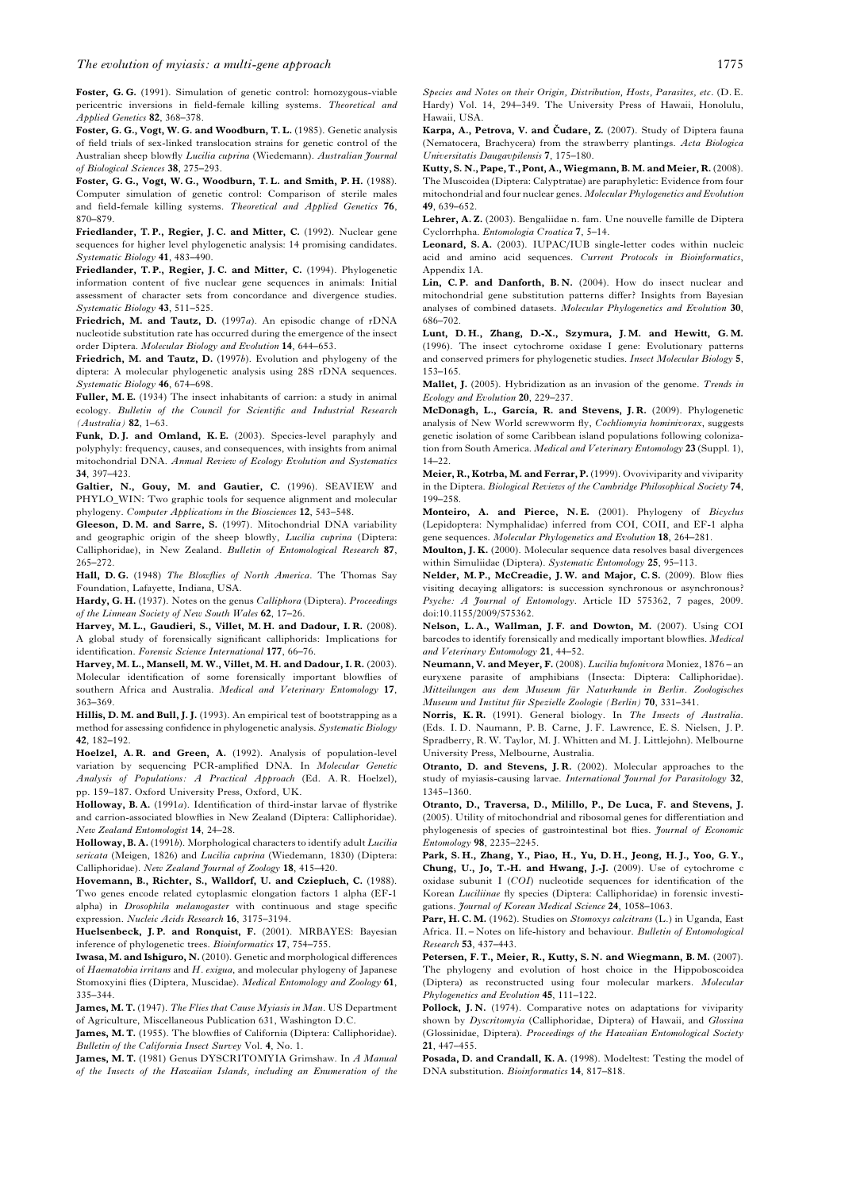**Foster, G. G.** (1991). Simulation of genetic control: homozygous-viable pericentric inversions in field-female killing systems. *Theoretical and Applied Genetics* **82**, 368–378.

**Foster, G. G., Vogt, W. G. and Woodburn, T. L.** (1985). Genetic analysis of field trials of sex-linked translocation strains for genetic control of the Australian sheep blowfly *Lucilia cuprina* (Wiedemann). *Australian Journal of Biological Sciences* **38**, 275–293.

**Foster, G. G., Vogt, W. G., Woodburn, T. L. and Smith, P. H.** (1988). Computer simulation of genetic control: Comparison of sterile males and field-female killing systems. *Theoretical and Applied Genetics* **76**, 870–879.

**Friedlander, T. P., Regier, J. C. and Mitter, C.** (1992). Nuclear gene sequences for higher level phylogenetic analysis: 14 promising candidates. *Systematic Biology* **41**, 483–490.

**Friedlander, T. P., Regier, J. C. and Mitter, C.** (1994). Phylogenetic information content of five nuclear gene sequences in animals: Initial assessment of character sets from concordance and divergence studies. *Systematic Biology* **43**, 511–525.

**Friedrich, M. and Tautz, D.** (1997*a*). An episodic change of rDNA nucleotide substitution rate has occurred during the emergence of the insect order Diptera. *Molecular Biology and Evolution* **14**, 644–653.

**Friedrich, M. and Tautz, D.** (1997*b*). Evolution and phylogeny of the diptera: A molecular phylogenetic analysis using 28S rDNA sequences. *Systematic Biology* **46**, 674–698.

**Fuller, M. E.** (1934) The insect inhabitants of carrion: a study in animal ecology. *Bulletin of the Council for Scientific and Industrial Research (Australia)* **82**, 1–63.

**Funk, D. J. and Omland, K. E.** (2003). Species-level paraphyly and polyphyly: frequency, causes, and consequences, with insights from animal mitochondrial DNA. *Annual Review of Ecology Evolution and Systematics* **34**, 397–423.

**Galtier, N., Gouy, M. and Gautier, C.** (1996). SEAVIEW and PHYLO_WIN: Two graphic tools for sequence alignment and molecular phylogeny. *Computer Applications in the Biosciences* **12**, 543–548.

**Gleeson, D. M. and Sarre, S.** (1997). Mitochondrial DNA variability and geographic origin of the sheep blowfly, *Lucilia cuprina* (Diptera: Calliphoridae), in New Zealand. *Bulletin of Entomological Research* **87**, 265–272.

**Hall, D. G.** (1948) *The Blowflies of North America*. The Thomas Say Foundation, Lafayette, Indiana, USA.

**Hardy, G. H.** (1937). Notes on the genus *Calliphora* (Diptera). *Proceedings of the Linnean Society of New South Wales* **62**, 17–26.

**Harvey, M. L., Gaudieri, S., Villet, M. H. and Dadour, I. R.** (2008). A global study of forensically significant calliphorids: Implications for identification. *Forensic Science International* **177**, 66–76.

**Harvey, M. L., Mansell, M. W., Villet, M. H. and Dadour, I. R.** (2003). Molecular identification of some forensically important blowflies of southern Africa and Australia. *Medical and Veterinary Entomology* **17**, 363–369.

**Hillis, D. M. and Bull, J. J.** (1993). An empirical test of bootstrapping as a method for assessing confidence in phylogenetic analysis. *Systematic Biology* **42**, 182–192.

**Hoelzel, A. R. and Green, A.** (1992). Analysis of population-level variation by sequencing PCR-amplified DNA. In *Molecular Genetic Analysis of Populations: A Practical Approach* (Ed. A. R. Hoelzel), pp. 159–187. Oxford University Press, Oxford, UK.

**Holloway, B. A.** (1991*a*). Identification of third-instar larvae of flystrike and carrion-associated blowflies in New Zealand (Diptera: Calliphoridae). *New Zealand Entomologist* **14**, 24–28.

**Holloway, B. A.** (1991*b*). Morphological characters to identify adult *Lucilia sericata* (Meigen, 1826) and *Lucilia cuprina* (Wiedemann, 1830) (Diptera: Calliphoridae). *New Zealand Journal of Zoology* **18**, 415–420.

**Hovemann, B., Richter, S., Walldorf, U. and Cziepluch, C.** (1988). Two genes encode related cytoplasmic elongation factors 1 alpha (EF-1 alpha) in *Drosophila melanogaster* with continuous and stage specific expression. *Nucleic Acids Research* **16**, 3175–3194.

**Huelsenbeck, J. P. and Ronquist, F.** (2001). MRBAYES: Bayesian inference of phylogenetic trees. *Bioinformatics* **17**, 754–755.

**Iwasa, M. and Ishiguro, N.** (2010). Genetic and morphological differences of *Haematobia irritans* and *H. exigua*, and molecular phylogeny of Japanese Stomoxyini flies (Diptera, Muscidae). *Medical Entomology and Zoology* **61**, 335–344.

**James, M. T.** (1947). *The Flies that Cause Myiasis in Man*. US Department of Agriculture, Miscellaneous Publication 631, Washington D.C.

**James, M. T.** (1955). The blowflies of California (Diptera: Calliphoridae). *Bulletin of the California Insect Survey* Vol. **4**, No. 1.

**James, M. T.** (1981) Genus DYSCRITOMYIA Grimshaw. In *A Manual of the Insects of the Hawaiian Islands, including an Enumeration of the Species and Notes on their Origin, Distribution, Hosts, Parasites, etc*. (D. E. Hardy) Vol. 14, 294–349. The University Press of Hawaii, Honolulu, Hawaii, USA.

**Karpa, A., Petrova, V. and Čudare, Z.** (2007). Study of Diptera fauna (Nematocera, Brachycera) from the strawberry plantings. *Acta Biologica Universitatis Daugavpilensis* **7**, 175–180.

**Kutty, S. N., Pape, T., Pont, A., Wiegmann, B. M. and Meier, R.** (2008). The Muscoidea (Diptera: Calyptratae) are paraphyletic: Evidence from four mitochondrial and four nuclear genes. *Molecular Phylogenetics and Evolution* **49**, 639–652.

**Lehrer, A. Z.** (2003). Bengaliidae n. fam. Une nouvelle famille de Diptera Cyclorrhpha. *Entomologia Croatica* **7**, 5–14.

**Leonard, S. A.** (2003). IUPAC/IUB single-letter codes within nucleic acid and amino acid sequences. *Current Protocols in Bioinformatics*, Appendix 1A.

**Lin, C. P. and Danforth, B. N.** (2004). How do insect nuclear and mitochondrial gene substitution patterns differ? Insights from Bayesian analyses of combined datasets. *Molecular Phylogenetics and Evolution* **30**, 686–702.

**Lunt, D. H., Zhang, D.-X., Szymura, J. M. and Hewitt, G. M.** (1996). The insect cytochrome oxidase I gene: Evolutionary patterns and conserved primers for phylogenetic studies. *Insect Molecular Biology* **5**, 153–165.

**Mallet, J.** (2005). Hybridization as an invasion of the genome. *Trends in Ecology and Evolution* **20**, 229–237.

**McDonagh, L., García, R. and Stevens, J. R.** (2009). Phylogenetic analysis of New World screwworm fly, *Cochliomyia hominivorax*, suggests genetic isolation of some Caribbean island populations following colonization from South America. *Medical and Veterinary Entomology* **23** (Suppl. 1), 14–22.

**Meier, R., Kotrba, M. and Ferrar, P.** (1999). Ovoviviparity and viviparity in the Diptera. *Biological Reviews of the Cambridge Philosophical Society* **74**, 199–258.

**Monteiro, A. and Pierce, N. E.** (2001). Phylogeny of *Bicyclus* (Lepidoptera: Nymphalidae) inferred from COI, COII, and EF-1 alpha gene sequences. *Molecular Phylogenetics and Evolution* **18**, 264–281.

**Moulton, J. K.** (2000). Molecular sequence data resolves basal divergences within Simuliidae (Diptera). *Systematic Entomology* **25**, 95–113.

**Nelder, M. P., McCreadie, J. W. and Major, C. S.** (2009). Blow flies visiting decaying alligators: is succession synchronous or asynchronous? *Psyche: A Journal of Entomology*. Article ID 575362, 7 pages, 2009. doi:10.1155/2009/575362.

**Nelson, L. A., Wallman, J. F. and Dowton, M.** (2007). Using COI barcodes to identify forensically and medically important blowflies. *Medical and Veterinary Entomology* **21**, 44–52.

**Neumann, V. and Meyer, F.** (2008). *Lucilia bufonivora* Moniez, 1876 – an euryxene parasite of amphibians (Insecta: Diptera: Calliphoridae). *Mitteilungen aus dem Museum für Naturkunde in Berlin. Zoologisches Museum und Institut für Spezielle Zoologie (Berlin)* **70**, 331–341.

**Norris, K. R.** (1991). General biology. In *The Insects of Australia*. (Eds. I. D. Naumann, P. B. Carne, J. F. Lawrence, E. S. Nielsen, J. P. Spradberry, R. W. Taylor, M. J. Whitten and M. J. Littlejohn). Melbourne University Press, Melbourne, Australia.

**Otranto, D. and Stevens, J. R.** (2002). Molecular approaches to the study of myiasis-causing larvae. *International Journal for Parasitology* **32**, 1345–1360.

**Otranto, D., Traversa, D., Milillo, P., De Luca, F. and Stevens, J.** (2005). Utility of mitochondrial and ribosomal genes for differentiation and phylogenesis of species of gastrointestinal bot flies. *Journal of Economic Entomology* **98**, 2235–2245.

**Park, S. H., Zhang, Y., Piao, H., Yu, D. H., Jeong, H. J., Yoo, G. Y., Chung, U., Jo, T.-H. and Hwang, J.-J.** (2009). Use of cytochrome c oxidase subunit I (*COI*) nucleotide sequences for identification of the Korean *Luciliinae* fly species (Diptera: Calliphoridae) in forensic investigations. *Journal of Korean Medical Science* **24**, 1058–1063.

**Parr, H. C. M.** (1962). Studies on *Stomoxys calcitrans* (L.) in Uganda, East Africa. II. – Notes on life-history and behaviour. *Bulletin of Entomological Research* **53**, 437–443.

**Petersen, F. T., Meier, R., Kutty, S. N. and Wiegmann, B. M.** (2007). The phylogeny and evolution of host choice in the Hippoboscoidea (Diptera) as reconstructed using four molecular markers. *Molecular Phylogenetics and Evolution* **45**, 111–122.

**Pollock, J. N.** (1974). Comparative notes on adaptations for viviparity shown by *Dyscritomyia* (Calliphoridae, Diptera) of Hawaii, and *Glossina* (Glossinidae, Diptera). *Proceedings of the Hawaiian Entomological Society* **21**, 447–455.

**Posada, D. and Crandall, K. A.** (1998). Modeltest: Testing the model of DNA substitution. *Bioinformatics* **14**, 817–818.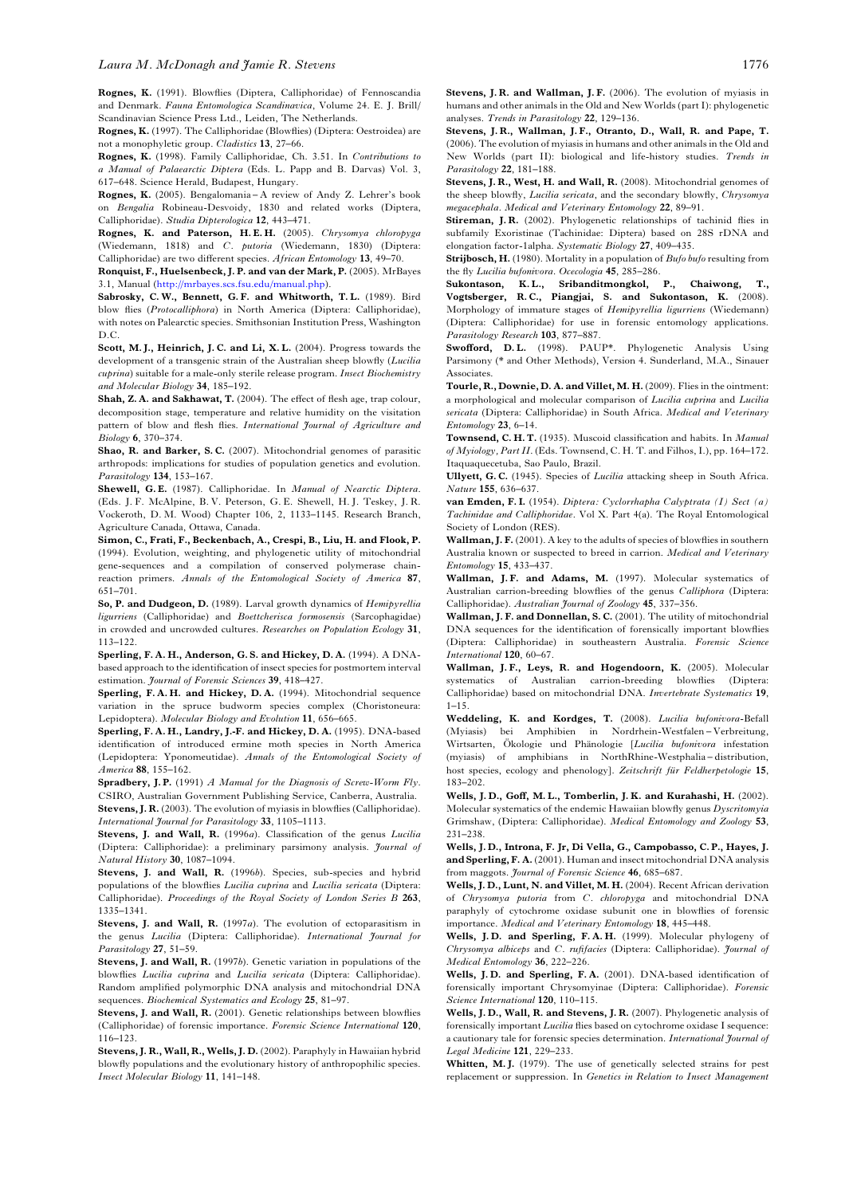**Rognes, K.** (1991). Blowflies (Diptera, Calliphoridae) of Fennoscandia and Denmark. *Fauna Entomologica Scandinavica*, Volume 24. E. J. Brill/ Scandinavian Science Press Ltd., Leiden, The Netherlands.

**Rognes, K.** (1997). The Calliphoridae (Blowflies) (Diptera: Oestroidea) are not a monophyletic group. *Cladistics* **13**, 27–66.

**Rognes, K.** (1998). Family Calliphoridae, Ch. 3.51. In *Contributions to a Manual of Palaearctic Diptera* (Eds. L. Papp and B. Darvas) Vol. 3, 617–648. Science Herald, Budapest, Hungary.

**Rognes, K.** (2005). Bengalomania – A review of Andy Z. Lehrer's book on *Bengalia* Robineau-Desvoidy, 1830 and related works (Diptera, Calliphoridae). *Studia Dipterologica* **12**, 443–471.

**Rognes, K. and Paterson, H. E. H.** (2005). *Chrysomya chloropyga* (Wiedemann, 1818) and *C. putoria* (Wiedemann, 1830) (Diptera: Calliphoridae) are two different species. *African Entomology* **13**, 49–70.

**Ronquist, F., Huelsenbeck, J. P. and van der Mark, P.** (2005). MrBayes 3.1, Manual (http://mrbayes.scs.fsu.edu/manual.php).

**Sabrosky, C. W., Bennett, G. F. and Whitworth, T. L.** (1989). Bird blow flies (*Protocalliphora*) in North America (Diptera: Calliphoridae), with notes on Palearctic species. Smithsonian Institution Press, Washington D.C.

**Scott, M. J., Heinrich, J. C. and Li, X. L.** (2004). Progress towards the development of a transgenic strain of the Australian sheep blowfly (*Lucilia cuprina*) suitable for a male-only sterile release program. *Insect Biochemistry and Molecular Biology* **34**, 185–192.

**Shah, Z. A. and Sakhawat, T.** (2004). The effect of flesh age, trap colour, decomposition stage, temperature and relative humidity on the visitation pattern of blow and flesh flies. *International Journal of Agriculture and Biology* **6**, 370–374.

**Shao, R. and Barker, S. C.** (2007). Mitochondrial genomes of parasitic arthropods: implications for studies of population genetics and evolution. *Parasitology* **134**, 153–167.

**Shewell, G. E.** (1987). Calliphoridae. In *Manual of Nearctic Diptera*. (Eds. J. F. McAlpine, B. V. Peterson, G. E. Shewell, H. J. Teskey, J. R. Vockeroth, D. M. Wood) Chapter 106, 2, 1133–1145. Research Branch, Agriculture Canada, Ottawa, Canada.

**Simon, C., Frati, F., Beckenbach, A., Crespi, B., Liu, H. and Flook, P.** (1994). Evolution, weighting, and phylogenetic utility of mitochondrial gene-sequences and a compilation of conserved polymerase chain-reaction primers. *Annals of the Entomological Society of America* **87**, 651–701.

**So, P. and Dudgeon, D.** (1989). Larval growth dynamics of *Hemipyrellia ligurriens* (Calliphoridae) and *Boettcherisca formosensis* (Sarcophagidae) in crowded and uncrowded cultures. *Researches on Population Ecology* **31**, 113–122.

**Sperling, F. A. H., Anderson, G. S. and Hickey, D. A.** (1994). A DNA-based approach to the identification of insect species for postmortem interval estimation. *Journal of Forensic Sciences* **39**, 418–427.

**Sperling, F. A. H. and Hickey, D. A.** (1994). Mitochondrial sequence variation in the spruce budworm species complex (Choristoneura: Lepidoptera). *Molecular Biology and Evolution* **11**, 656–665.

**Sperling, F. A. H., Landry, J.-F. and Hickey, D. A.** (1995). DNA-based identification of introduced ermine moth species in North America (Lepidoptera: Yponomeutidae). *Annals of the Entomological Society of America* **88**, 155–162.

**Spradbery, J. P.** (1991) *A Manual for the Diagnosis of Screw-Worm Fly*. CSIRO, Australian Government Publishing Service, Canberra, Australia.

**Stevens, J. R.** (2003). The evolution of myiasis in blowflies (Calliphoridae). *International Journal for Parasitology* **33**, 1105–1113.

**Stevens, J. and Wall, R.** (1996*a*). Classification of the genus *Lucilia* (Diptera: Calliphoridae): a preliminary parsimony analysis. *Journal of Natural History* **30**, 1087–1094.

**Stevens, J. and Wall, R.** (1996*b*). Species, sub-species and hybrid populations of the blowflies *Lucilia cuprina* and *Lucilia sericata* (Diptera: Calliphoridae). *Proceedings of the Royal Society of London Series B* **263**, 1335–1341.

**Stevens, J. and Wall, R.** (1997*a*). The evolution of ectoparasitism in the genus *Lucilia* (Diptera: Calliphoridae). *International Journal for Parasitology* **27**, 51–59.

**Stevens, J. and Wall, R.** (1997*b*). Genetic variation in populations of the blowflies *Lucilia cuprina* and *Lucilia sericata* (Diptera: Calliphoridae). Random amplified polymorphic DNA analysis and mitochondrial DNA sequences. *Biochemical Systematics and Ecology* **25**, 81–97.

**Stevens, J. and Wall, R.** (2001). Genetic relationships between blowflies (Calliphoridae) of forensic importance. *Forensic Science International* **120**, 116–123.

**Stevens, J. R., Wall, R., Wells, J. D.** (2002). Paraphyly in Hawaiian hybrid blowfly populations and the evolutionary history of anthropophilic species. *Insect Molecular Biology* **11**, 141–148.

**Stevens, J. R. and Wallman, J. F.** (2006). The evolution of myiasis in humans and other animals in the Old and New Worlds (part I): phylogenetic analyses. *Trends in Parasitology* **22**, 129–136.

**Stevens, J. R., Wallman, J. F., Otranto, D., Wall, R. and Pape, T.** (2006). The evolution of myiasis in humans and other animals in the Old and New Worlds (part II): biological and life-history studies. *Trends in Parasitology* **22**, 181–188.

**Stevens, J. R., West, H. and Wall, R.** (2008). Mitochondrial genomes of the sheep blowfly, *Lucilia sericata*, and the secondary blowfly, *Chrysomya megacephala*. *Medical and Veterinary Entomology* **22**, 89–91.

**Stireman, J. R.** (2002). Phylogenetic relationships of tachinid flies in subfamily Exoristinae (Tachinidae: Diptera) based on 28S rDNA and elongation factor-1alpha. *Systematic Biology* **27**, 409–435.

**Strijbosch, H.** (1980). Mortality in a population of *Bufo bufo* resulting from the fly *Lucilia bufonivora*. *Oecologia* **45**, 285–286.

**Sukontason, K. L., Sribanditmongkol, P., Chaiwong, T., Vogtsberger, R. C., Piangjai, S. and Sukontason, K.** (2008). Morphology of immature stages of *Hemipyrellia ligurriens* (Wiedemann) (Diptera: Calliphoridae) for use in forensic entomology applications. *Parasitology Research* **103**, 877–887.

**Swofford, D. L.** (1998). PAUP*. Phylogenetic Analysis Using Parsimony (* and Other Methods), Version 4. Sunderland, M.A., Sinauer Associates.

**Tourle, R., Downie, D. A. and Villet, M. H.** (2009). Flies in the ointment: a morphological and molecular comparison of *Lucilia cuprina* and *Lucilia sericata* (Diptera: Calliphoridae) in South Africa. *Medical and Veterinary Entomology* **23**, 6–14.

**Townsend, C. H. T.** (1935). Muscoid classification and habits. In *Manual of Myiology, Part II*. (Eds. Townsend, C. H. T. and Filhos, I.), pp. 164–172. Itaquaquecetuba, Sao Paulo, Brazil.

**Ullyett, G. C.** (1945). Species of *Lucilia* attacking sheep in South Africa. *Nature* **155**, 636–637.

**van Emden, F. I.** (1954). *Diptera: Cyclorrhapha Calyptrata (I) Sect (a) Tachinidae and Calliphoridae*. Vol X. Part 4(a). The Royal Entomological Society of London (RES).

**Wallman, J. F.** (2001). A key to the adults of species of blowflies in southern Australia known or suspected to breed in carrion. *Medical and Veterinary Entomology* **15**, 433–437.

**Wallman, J. F. and Adams, M.** (1997). Molecular systematics of Australian carrion-breeding blowflies of the genus *Calliphora* (Diptera: Calliphoridae). *Australian Journal of Zoology* **45**, 337–356.

**Wallman, J. F. and Donnellan, S. C.** (2001). The utility of mitochondrial DNA sequences for the identification of forensically important blowflies (Diptera: Calliphoridae) in southeastern Australia. *Forensic Science International* **120**, 60–67.

**Wallman, J. F., Leys, R. and Hogendoorn, K.** (2005). Molecular systematics of Australian carrion-breeding blowflies (Diptera: Calliphoridae) based on mitochondrial DNA. *Invertebrate Systematics* **19**, 1–15.

**Weddeling, K. and Kordges, T.** (2008). *Lucilia bufonivora*-Befall (Myiasis) bei Amphibien in Nordrhein-Westfalen – Verbreitung, Wirtsarten, Ökologie und Phänologie [*Lucilia bufonivora* infestation (myiasis) of amphibians in NorthRhine-Westphalia – distribution, host species, ecology and phenology]. *Zeitschrift für Feldherpetologie* **15**, 183–202.

**Wells, J. D., Goff, M. L., Tomberlin, J. K. and Kurahashi, H.** (2002). Molecular systematics of the endemic Hawaiian blowfly genus *Dyscritomyia* Grimshaw, (Diptera: Calliphoridae). *Medical Entomology and Zoology* **53**, 231–238.

**Wells, J. D., Introna, F. Jr, Di Vella, G., Campobasso, C. P., Hayes, J. and Sperling, F. A.** (2001). Human and insect mitochondrial DNA analysis from maggots. *Journal of Forensic Science* **46**, 685–687.

**Wells, J. D., Lunt, N. and Villet, M. H.** (2004). Recent African derivation of *Chrysomya putoria* from *C. chloropyga* and mitochondrial DNA paraphyly of cytochrome oxidase subunit one in blowflies of forensic importance. *Medical and Veterinary Entomology* **18**, 445–448.

**Wells, J. D. and Sperling, F. A. H.** (1999). Molecular phylogeny of *Chrysomya albiceps* and *C. rufifacies* (Diptera: Calliphoridae). *Journal of Medical Entomology* **36**, 222–226.

**Wells, J. D. and Sperling, F. A.** (2001). DNA-based identification of forensically important Chrysomyinae (Diptera: Calliphoridae). *Forensic Science International* **120**, 110–115.

**Wells, J. D., Wall, R. and Stevens, J. R.** (2007). Phylogenetic analysis of forensically important *Lucilia* flies based on cytochrome oxidase I sequence: a cautionary tale for forensic species determination. *International Journal of Legal Medicine* **121**, 229–233.

**Whitten, M. J.** (1979). The use of genetically selected strains for pest replacement or suppression. In *Genetics in Relation to Insect Management*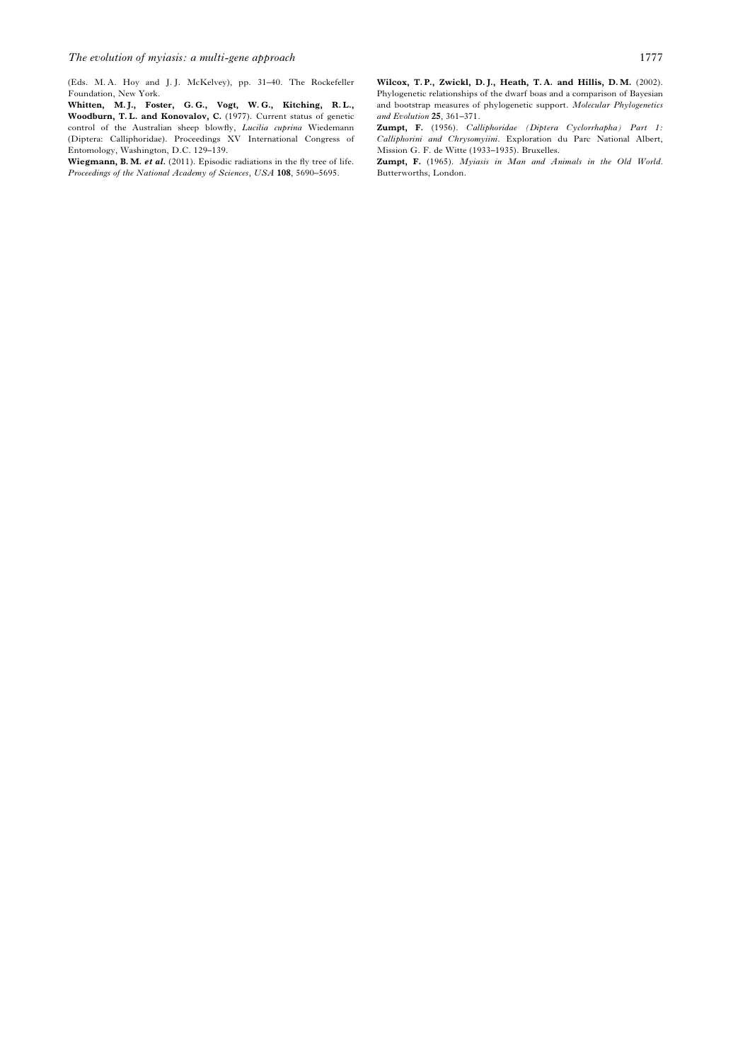(Eds. M. A. Hoy and J. J. McKelvey), pp. 31–40. The Rockefeller Foundation, New York.

**Whitten, M. J., Foster, G. G., Vogt, W. G., Kitching, R. L., Woodburn, T. L. and Konovalov, C.** (1977). Current status of genetic control of the Australian sheep blowfly, *Lucilia cuprina* Wiedemann (Diptera: Calliphoridae). Proceedings XV International Congress of Entomology, Washington, D.C. 129–139.

**Wiegmann, B. M. *et al*.** (2011). Episodic radiations in the fly tree of life. *Proceedings of the National Academy of Sciences, USA* **108**, 5690–5695.

**Wilcox, T. P., Zwickl, D. J., Heath, T. A. and Hillis, D. M.** (2002). Phylogenetic relationships of the dwarf boas and a comparison of Bayesian and bootstrap measures of phylogenetic support. *Molecular Phylogenetics and Evolution* **25**, 361–371.

**Zumpt, F.** (1956). *Calliphoridae (Diptera Cyclorrhapha) Part 1: Calliphorini and Chrysomyiini*. Exploration du Parc National Albert, Mission G. F. de Witte (1933–1935). Bruxelles.

**Zumpt, F.** (1965). *Myiasis in Man and Animals in the Old World*. Butterworths, London.